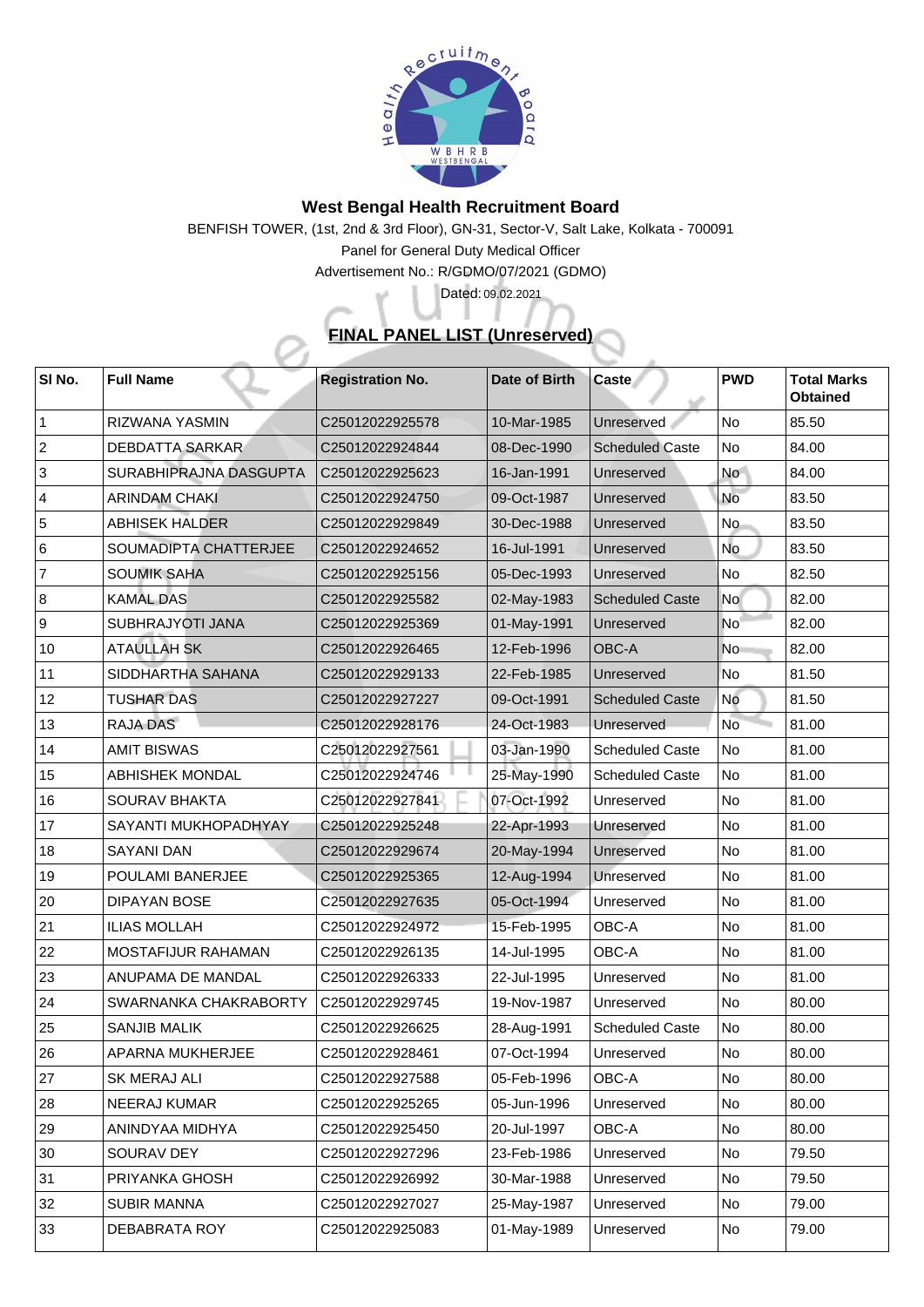# West Bengal Health Recruitment Board

BENFISH TOWER, (1st, 2nd & 3rd Floor), GN-31, Sector-V, Salt Lake, Kolkata - 700091

Panel for General Duty Medical Officer

Advertisement No.: R/GDMO/07/2021 (GDMO)

Dated: 09.02.2021

## FINAL PANEL LIST (Unreserved)

| Sl No. | Full Name | Registration No. | Date of Birth | Caste | PWD | Total Marks Obtained |
|---|---|---|---|---|---|---|
| 1 | RIZWANA YASMIN | C25012022925578 | 10-Mar-1985 | Unreserved | No | 85.50 |
| 2 | DEBDATTA SARKAR | C25012022924844 | 08-Dec-1990 | Scheduled Caste | No | 84.00 |
| 3 | SURABHIPRAJNA DASGUPTA | C25012022925623 | 16-Jan-1991 | Unreserved | No | 84.00 |
| 4 | ARINDAM CHAKI | C25012022924750 | 09-Oct-1987 | Unreserved | No | 83.50 |
| 5 | ABHISEK HALDER | C25012022929849 | 30-Dec-1988 | Unreserved | No | 83.50 |
| 6 | SOUMADIPTA CHATTERJEE | C25012022924652 | 16-Jul-1991 | Unreserved | No | 83.50 |
| 7 | SOUMIK SAHA | C25012022925156 | 05-Dec-1993 | Unreserved | No | 82.50 |
| 8 | KAMAL DAS | C25012022925582 | 02-May-1983 | Scheduled Caste | No | 82.00 |
| 9 | SUBHRAJYOTI JANA | C25012022925369 | 01-May-1991 | Unreserved | No | 82.00 |
| 10 | ATAULLAH SK | C25012022926465 | 12-Feb-1996 | OBC-A | No | 82.00 |
| 11 | SIDDHARTHA SAHANA | C25012022929133 | 22-Feb-1985 | Unreserved | No | 81.50 |
| 12 | TUSHAR DAS | C25012022927227 | 09-Oct-1991 | Scheduled Caste | No | 81.50 |
| 13 | RAJA DAS | C25012022928176 | 24-Oct-1983 | Unreserved | No | 81.00 |
| 14 | AMIT BISWAS | C25012022927561 | 03-Jan-1990 | Scheduled Caste | No | 81.00 |
| 15 | ABHISHEK MONDAL | C25012022924746 | 25-May-1990 | Scheduled Caste | No | 81.00 |
| 16 | SOURAV BHAKTA | C25012022927841 | 07-Oct-1992 | Unreserved | No | 81.00 |
| 17 | SAYANTI MUKHOPADHYAY | C25012022925248 | 22-Apr-1993 | Unreserved | No | 81.00 |
| 18 | SAYANI DAN | C25012022929674 | 20-May-1994 | Unreserved | No | 81.00 |
| 19 | POULAMI BANERJEE | C25012022925365 | 12-Aug-1994 | Unreserved | No | 81.00 |
| 20 | DIPAYAN BOSE | C25012022927635 | 05-Oct-1994 | Unreserved | No | 81.00 |
| 21 | ILIAS MOLLAH | C25012022924972 | 15-Feb-1995 | OBC-A | No | 81.00 |
| 22 | MOSTAFIJUR RAHAMAN | C25012022926135 | 14-Jul-1995 | OBC-A | No | 81.00 |
| 23 | ANUPAMA DE MANDAL | C25012022926333 | 22-Jul-1995 | Unreserved | No | 81.00 |
| 24 | SWARNANKA CHAKRABORTY | C25012022929745 | 19-Nov-1987 | Unreserved | No | 80.00 |
| 25 | SANJIB MALIK | C25012022926625 | 28-Aug-1991 | Scheduled Caste | No | 80.00 |
| 26 | APARNA MUKHERJEE | C25012022928461 | 07-Oct-1994 | Unreserved | No | 80.00 |
| 27 | SK MERAJ ALI | C25012022927588 | 05-Feb-1996 | OBC-A | No | 80.00 |
| 28 | NEERAJ KUMAR | C25012022925265 | 05-Jun-1996 | Unreserved | No | 80.00 |
| 29 | ANINDYAA MIDHYA | C25012022925450 | 20-Jul-1997 | OBC-A | No | 80.00 |
| 30 | SOURAV DEY | C25012022927296 | 23-Feb-1986 | Unreserved | No | 79.50 |
| 31 | PRIYANKA GHOSH | C25012022926992 | 30-Mar-1988 | Unreserved | No | 79.50 |
| 32 | SUBIR MANNA | C25012022927027 | 25-May-1987 | Unreserved | No | 79.00 |
| 33 | DEBABRATA ROY | C25012022925083 | 01-May-1989 | Unreserved | No | 79.00 |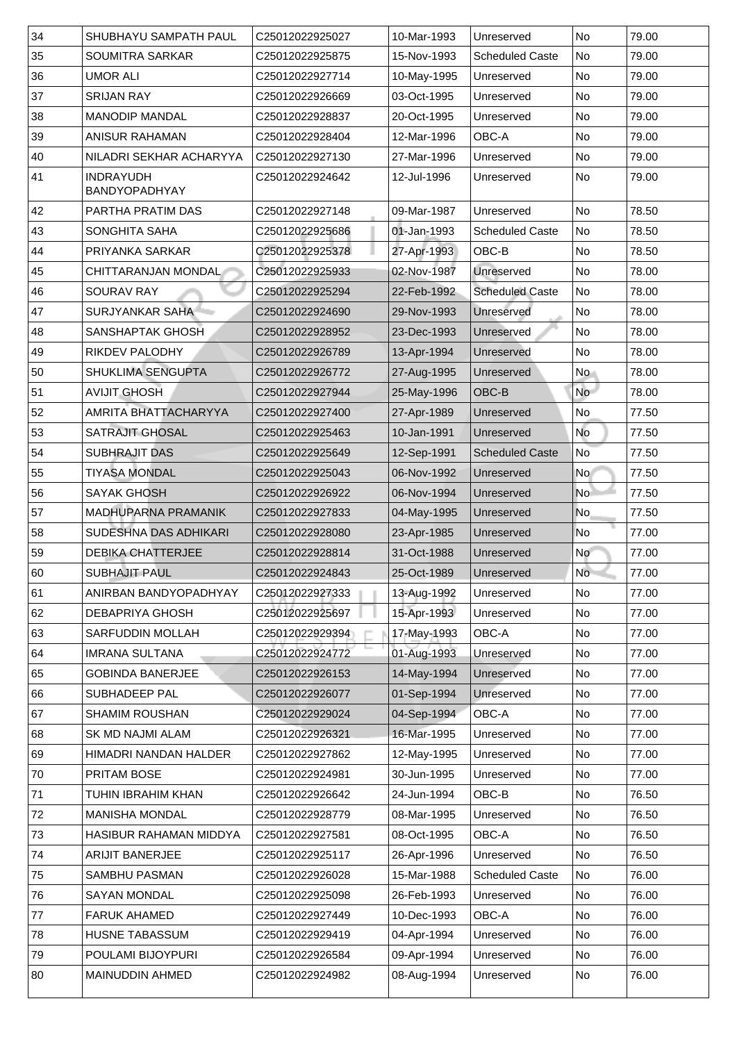| 34 | SHUBHAYU SAMPATH PAUL | C25012022925027 | 10-Mar-1993 | Unreserved | No | 79.00 |
|---|---|---|---|---|---|---|
| 35 | SOUMITRA SARKAR | C25012022925875 | 15-Nov-1993 | Scheduled Caste | No | 79.00 |
| 36 | UMOR ALI | C25012022927714 | 10-May-1995 | Unreserved | No | 79.00 |
| 37 | SRIJAN RAY | C25012022926669 | 03-Oct-1995 | Unreserved | No | 79.00 |
| 38 | MANODIP MANDAL | C25012022928837 | 20-Oct-1995 | Unreserved | No | 79.00 |
| 39 | ANISUR RAHAMAN | C25012022928404 | 12-Mar-1996 | OBC-A | No | 79.00 |
| 40 | NILADRI SEKHAR ACHARYYA | C25012022927130 | 27-Mar-1996 | Unreserved | No | 79.00 |
| 41 | INDRAYUDH BANDYOPADHYAY | C25012022924642 | 12-Jul-1996 | Unreserved | No | 79.00 |
| 42 | PARTHA PRATIM DAS | C25012022927148 | 09-Mar-1987 | Unreserved | No | 78.50 |
| 43 | SONGHITA SAHA | C25012022925686 | 01-Jan-1993 | Scheduled Caste | No | 78.50 |
| 44 | PRIYANKA SARKAR | C25012022925378 | 27-Apr-1993 | OBC-B | No | 78.50 |
| 45 | CHITTARANJAN MONDAL | C25012022925933 | 02-Nov-1987 | Unreserved | No | 78.00 |
| 46 | SOURAV RAY | C25012022925294 | 22-Feb-1992 | Scheduled Caste | No | 78.00 |
| 47 | SURJYANKAR SAHA | C25012022924690 | 29-Nov-1993 | Unreserved | No | 78.00 |
| 48 | SANSHAPTAK GHOSH | C25012022928952 | 23-Dec-1993 | Unreserved | No | 78.00 |
| 49 | RIKDEV PALODHY | C25012022926789 | 13-Apr-1994 | Unreserved | No | 78.00 |
| 50 | SHUKLIMA SENGUPTA | C25012022926772 | 27-Aug-1995 | Unreserved | No | 78.00 |
| 51 | AVIJIT GHOSH | C25012022927944 | 25-May-1996 | OBC-B | No | 78.00 |
| 52 | AMRITA BHATTACHARYYA | C25012022927400 | 27-Apr-1989 | Unreserved | No | 77.50 |
| 53 | SATRAJIT GHOSAL | C25012022925463 | 10-Jan-1991 | Unreserved | No | 77.50 |
| 54 | SUBHRAJIT DAS | C25012022925649 | 12-Sep-1991 | Scheduled Caste | No | 77.50 |
| 55 | TIYASA MONDAL | C25012022925043 | 06-Nov-1992 | Unreserved | No | 77.50 |
| 56 | SAYAK GHOSH | C25012022926922 | 06-Nov-1994 | Unreserved | No | 77.50 |
| 57 | MADHUPARNA PRAMANIK | C25012022927833 | 04-May-1995 | Unreserved | No | 77.50 |
| 58 | SUDESHNA DAS ADHIKARI | C25012022928080 | 23-Apr-1985 | Unreserved | No | 77.00 |
| 59 | DEBIKA CHATTERJEE | C25012022928814 | 31-Oct-1988 | Unreserved | No | 77.00 |
| 60 | SUBHAJIT PAUL | C25012022924843 | 25-Oct-1989 | Unreserved | No | 77.00 |
| 61 | ANIRBAN BANDYOPADHYAY | C25012022927333 | 13-Aug-1992 | Unreserved | No | 77.00 |
| 62 | DEBAPRIYA GHOSH | C25012022925697 | 15-Apr-1993 | Unreserved | No | 77.00 |
| 63 | SARFUDDIN MOLLAH | C25012022929394 | 17-May-1993 | OBC-A | No | 77.00 |
| 64 | IMRANA SULTANA | C25012022924772 | 01-Aug-1993 | Unreserved | No | 77.00 |
| 65 | GOBINDA BANERJEE | C25012022926153 | 14-May-1994 | Unreserved | No | 77.00 |
| 66 | SUBHADEEP PAL | C25012022926077 | 01-Sep-1994 | Unreserved | No | 77.00 |
| 67 | SHAMIM ROUSHAN | C25012022929024 | 04-Sep-1994 | OBC-A | No | 77.00 |
| 68 | SK MD NAJMI ALAM | C25012022926321 | 16-Mar-1995 | Unreserved | No | 77.00 |
| 69 | HIMADRI NANDAN HALDER | C25012022927862 | 12-May-1995 | Unreserved | No | 77.00 |
| 70 | PRITAM BOSE | C25012022924981 | 30-Jun-1995 | Unreserved | No | 77.00 |
| 71 | TUHIN IBRAHIM KHAN | C25012022926642 | 24-Jun-1994 | OBC-B | No | 76.50 |
| 72 | MANISHA MONDAL | C25012022928779 | 08-Mar-1995 | Unreserved | No | 76.50 |
| 73 | HASIBUR RAHAMAN MIDDYA | C25012022927581 | 08-Oct-1995 | OBC-A | No | 76.50 |
| 74 | ARIJIT BANERJEE | C25012022925117 | 26-Apr-1996 | Unreserved | No | 76.50 |
| 75 | SAMBHU PASMAN | C25012022926028 | 15-Mar-1988 | Scheduled Caste | No | 76.00 |
| 76 | SAYAN MONDAL | C25012022925098 | 26-Feb-1993 | Unreserved | No | 76.00 |
| 77 | FARUK AHAMED | C25012022927449 | 10-Dec-1993 | OBC-A | No | 76.00 |
| 78 | HUSNE TABASSUM | C25012022929419 | 04-Apr-1994 | Unreserved | No | 76.00 |
| 79 | POULAMI BIJOYPURI | C25012022926584 | 09-Apr-1994 | Unreserved | No | 76.00 |
| 80 | MAINUDDIN AHMED | C25012022924982 | 08-Aug-1994 | Unreserved | No | 76.00 |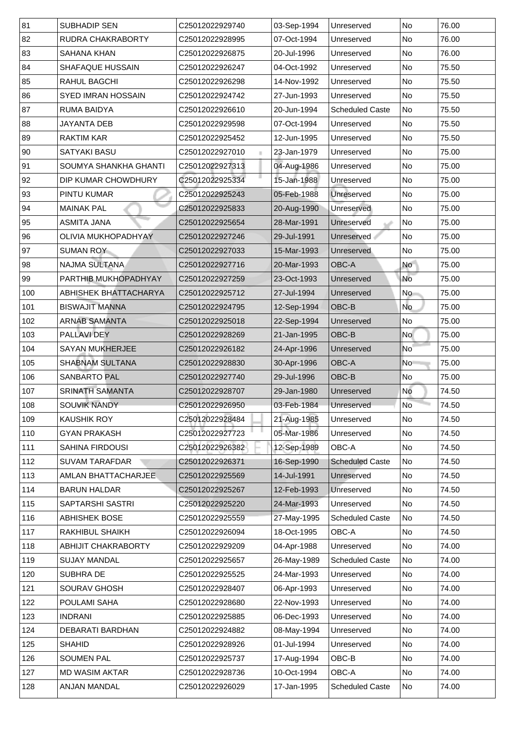| 81 | SUBHADIP SEN | C25012022929740 | 03-Sep-1994 | Unreserved | No | 76.00 |
|---|---|---|---|---|---|---|
| 82 | RUDRA CHAKRABORTY | C25012022928995 | 07-Oct-1994 | Unreserved | No | 76.00 |
| 83 | SAHANA KHAN | C25012022926875 | 20-Jul-1996 | Unreserved | No | 76.00 |
| 84 | SHAFAQUE HUSSAIN | C25012022926247 | 04-Oct-1992 | Unreserved | No | 75.50 |
| 85 | RAHUL BAGCHI | C25012022926298 | 14-Nov-1992 | Unreserved | No | 75.50 |
| 86 | SYED IMRAN HOSSAIN | C25012022924742 | 27-Jun-1993 | Unreserved | No | 75.50 |
| 87 | RUMA BAIDYA | C25012022926610 | 20-Jun-1994 | Scheduled Caste | No | 75.50 |
| 88 | JAYANTA DEB | C25012022929598 | 07-Oct-1994 | Unreserved | No | 75.50 |
| 89 | RAKTIM KAR | C25012022925452 | 12-Jun-1995 | Unreserved | No | 75.50 |
| 90 | SATYAKI BASU | C25012022927010 | 23-Jan-1979 | Unreserved | No | 75.00 |
| 91 | SOUMYA SHANKHA GHANTI | C25012022927313 | 04-Aug-1986 | Unreserved | No | 75.00 |
| 92 | DIP KUMAR CHOWDHURY | C25012022925334 | 15-Jan-1988 | Unreserved | No | 75.00 |
| 93 | PINTU KUMAR | C25012022925243 | 05-Feb-1988 | Unreserved | No | 75.00 |
| 94 | MAINAK PAL | C25012022925833 | 20-Aug-1990 | Unreserved | No | 75.00 |
| 95 | ASMITA JANA | C25012022925654 | 28-Mar-1991 | Unreserved | No | 75.00 |
| 96 | OLIVIA MUKHOPADHYAY | C25012022927246 | 29-Jul-1991 | Unreserved | No | 75.00 |
| 97 | SUMAN ROY | C25012022927033 | 15-Mar-1993 | Unreserved | No | 75.00 |
| 98 | NAJMA SULTANA | C25012022927716 | 20-Mar-1993 | OBC-A | No | 75.00 |
| 99 | PARTHIB MUKHOPADHYAY | C25012022927259 | 23-Oct-1993 | Unreserved | No | 75.00 |
| 100 | ABHISHEK BHATTACHARYA | C25012022925712 | 27-Jul-1994 | Unreserved | No | 75.00 |
| 101 | BISWAJIT MANNA | C25012022924795 | 12-Sep-1994 | OBC-B | No | 75.00 |
| 102 | ARNAB SAMANTA | C25012022925018 | 22-Sep-1994 | Unreserved | No | 75.00 |
| 103 | PALLAVI DEY | C25012022928269 | 21-Jan-1995 | OBC-B | No | 75.00 |
| 104 | SAYAN MUKHERJEE | C25012022926182 | 24-Apr-1996 | Unreserved | No | 75.00 |
| 105 | SHABNAM SULTANA | C25012022928830 | 30-Apr-1996 | OBC-A | No | 75.00 |
| 106 | SANBARTO PAL | C25012022927740 | 29-Jul-1996 | OBC-B | No | 75.00 |
| 107 | SRINATH SAMANTA | C25012022928707 | 29-Jan-1980 | Unreserved | No | 74.50 |
| 108 | SOUVIK NANDY | C25012022926950 | 03-Feb-1984 | Unreserved | No | 74.50 |
| 109 | KAUSHIK ROY | C25012022928484 | 21-Aug-1985 | Unreserved | No | 74.50 |
| 110 | GYAN PRAKASH | C25012022927723 | 05-Mar-1986 | Unreserved | No | 74.50 |
| 111 | SAHINA FIRDOUSI | C25012022926382 | 12-Sep-1989 | OBC-A | No | 74.50 |
| 112 | SUVAM TARAFDAR | C25012022926371 | 16-Sep-1990 | Scheduled Caste | No | 74.50 |
| 113 | AMLAN BHATTACHARJEE | C25012022925569 | 14-Jul-1991 | Unreserved | No | 74.50 |
| 114 | BARUN HALDAR | C25012022925267 | 12-Feb-1993 | Unreserved | No | 74.50 |
| 115 | SAPTARSHI SASTRI | C25012022925220 | 24-Mar-1993 | Unreserved | No | 74.50 |
| 116 | ABHISHEK BOSE | C25012022925559 | 27-May-1995 | Scheduled Caste | No | 74.50 |
| 117 | RAKHIBUL SHAIKH | C25012022926094 | 18-Oct-1995 | OBC-A | No | 74.50 |
| 118 | ABHIJIT CHAKRABORTY | C25012022929209 | 04-Apr-1988 | Unreserved | No | 74.00 |
| 119 | SUJAY MANDAL | C25012022925657 | 26-May-1989 | Scheduled Caste | No | 74.00 |
| 120 | SUBHRA DE | C25012022925525 | 24-Mar-1993 | Unreserved | No | 74.00 |
| 121 | SOURAV GHOSH | C25012022928407 | 06-Apr-1993 | Unreserved | No | 74.00 |
| 122 | POULAMI SAHA | C25012022928680 | 22-Nov-1993 | Unreserved | No | 74.00 |
| 123 | INDRANI | C25012022925885 | 06-Dec-1993 | Unreserved | No | 74.00 |
| 124 | DEBARATI BARDHAN | C25012022924882 | 08-May-1994 | Unreserved | No | 74.00 |
| 125 | SHAHID | C25012022928926 | 01-Jul-1994 | Unreserved | No | 74.00 |
| 126 | SOUMEN PAL | C25012022925737 | 17-Aug-1994 | OBC-B | No | 74.00 |
| 127 | MD WASIM AKTAR | C25012022928736 | 10-Oct-1994 | OBC-A | No | 74.00 |
| 128 | ANJAN MANDAL | C25012022926029 | 17-Jan-1995 | Scheduled Caste | No | 74.00 |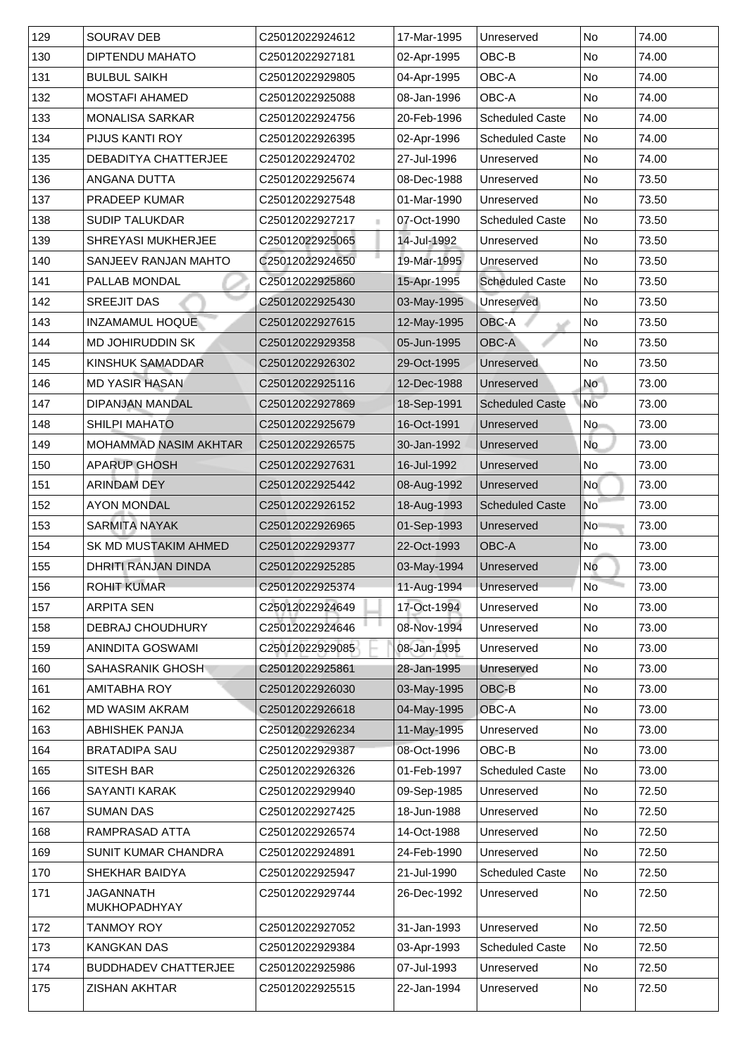| 129 | SOURAV DEB | C25012022924612 | 17-Mar-1995 | Unreserved | No | 74.00 |
|---|---|---|---|---|---|---|
| 130 | DIPTENDU MAHATO | C25012022927181 | 02-Apr-1995 | OBC-B | No | 74.00 |
| 131 | BULBUL SAIKH | C25012022929805 | 04-Apr-1995 | OBC-A | No | 74.00 |
| 132 | MOSTAFI AHAMED | C25012022925088 | 08-Jan-1996 | OBC-A | No | 74.00 |
| 133 | MONALISA SARKAR | C25012022924756 | 20-Feb-1996 | Scheduled Caste | No | 74.00 |
| 134 | PIJUS KANTI ROY | C25012022926395 | 02-Apr-1996 | Scheduled Caste | No | 74.00 |
| 135 | DEBADITYA CHATTERJEE | C25012022924702 | 27-Jul-1996 | Unreserved | No | 74.00 |
| 136 | ANGANA DUTTA | C25012022925674 | 08-Dec-1988 | Unreserved | No | 73.50 |
| 137 | PRADEEP KUMAR | C25012022927548 | 01-Mar-1990 | Unreserved | No | 73.50 |
| 138 | SUDIP TALUKDAR | C25012022927217 | 07-Oct-1990 | Scheduled Caste | No | 73.50 |
| 139 | SHREYASI MUKHERJEE | C25012022925065 | 14-Jul-1992 | Unreserved | No | 73.50 |
| 140 | SANJEEV RANJAN MAHTO | C25012022924650 | 19-Mar-1995 | Unreserved | No | 73.50 |
| 141 | PALLAB MONDAL | C25012022925860 | 15-Apr-1995 | Scheduled Caste | No | 73.50 |
| 142 | SREEJIT DAS | C25012022925430 | 03-May-1995 | Unreserved | No | 73.50 |
| 143 | INZAMAMUL HOQUE | C25012022927615 | 12-May-1995 | OBC-A | No | 73.50 |
| 144 | MD JOHIRUDDIN SK | C25012022929358 | 05-Jun-1995 | OBC-A | No | 73.50 |
| 145 | KINSHUK SAMADDAR | C25012022926302 | 29-Oct-1995 | Unreserved | No | 73.50 |
| 146 | MD YASIR HASAN | C25012022925116 | 12-Dec-1988 | Unreserved | No | 73.00 |
| 147 | DIPANJAN MANDAL | C25012022927869 | 18-Sep-1991 | Scheduled Caste | No | 73.00 |
| 148 | SHILPI MAHATO | C25012022925679 | 16-Oct-1991 | Unreserved | No | 73.00 |
| 149 | MOHAMMAD NASIM AKHTAR | C25012022926575 | 30-Jan-1992 | Unreserved | No | 73.00 |
| 150 | APARUP GHOSH | C25012022927631 | 16-Jul-1992 | Unreserved | No | 73.00 |
| 151 | ARINDAM DEY | C25012022925442 | 08-Aug-1992 | Unreserved | No | 73.00 |
| 152 | AYON MONDAL | C25012022926152 | 18-Aug-1993 | Scheduled Caste | No | 73.00 |
| 153 | SARMITA NAYAK | C25012022926965 | 01-Sep-1993 | Unreserved | No | 73.00 |
| 154 | SK MD MUSTAKIM AHMED | C25012022929377 | 22-Oct-1993 | OBC-A | No | 73.00 |
| 155 | DHRITI RANJAN DINDA | C25012022925285 | 03-May-1994 | Unreserved | No | 73.00 |
| 156 | ROHIT KUMAR | C25012022925374 | 11-Aug-1994 | Unreserved | No | 73.00 |
| 157 | ARPITA SEN | C25012022924649 | 17-Oct-1994 | Unreserved | No | 73.00 |
| 158 | DEBRAJ CHOUDHURY | C25012022924646 | 08-Nov-1994 | Unreserved | No | 73.00 |
| 159 | ANINDITA GOSWAMI | C25012022929085 | 08-Jan-1995 | Unreserved | No | 73.00 |
| 160 | SAHASRANIK GHOSH | C25012022925861 | 28-Jan-1995 | Unreserved | No | 73.00 |
| 161 | AMITABHA ROY | C25012022926030 | 03-May-1995 | OBC-B | No | 73.00 |
| 162 | MD WASIM AKRAM | C25012022926618 | 04-May-1995 | OBC-A | No | 73.00 |
| 163 | ABHISHEK PANJA | C25012022926234 | 11-May-1995 | Unreserved | No | 73.00 |
| 164 | BRATADIPA SAU | C25012022929387 | 08-Oct-1996 | OBC-B | No | 73.00 |
| 165 | SITESH BAR | C25012022926326 | 01-Feb-1997 | Scheduled Caste | No | 73.00 |
| 166 | SAYANTI KARAK | C25012022929940 | 09-Sep-1985 | Unreserved | No | 72.50 |
| 167 | SUMAN DAS | C25012022927425 | 18-Jun-1988 | Unreserved | No | 72.50 |
| 168 | RAMPRASAD ATTA | C25012022926574 | 14-Oct-1988 | Unreserved | No | 72.50 |
| 169 | SUNIT KUMAR CHANDRA | C25012022924891 | 24-Feb-1990 | Unreserved | No | 72.50 |
| 170 | SHEKHAR BAIDYA | C25012022925947 | 21-Jul-1990 | Scheduled Caste | No | 72.50 |
| 171 | JAGANNATH MUKHOPADHYAY | C25012022929744 | 26-Dec-1992 | Unreserved | No | 72.50 |
| 172 | TANMOY ROY | C25012022927052 | 31-Jan-1993 | Unreserved | No | 72.50 |
| 173 | KANGKAN DAS | C25012022929384 | 03-Apr-1993 | Scheduled Caste | No | 72.50 |
| 174 | BUDDHADEV CHATTERJEE | C25012022925986 | 07-Jul-1993 | Unreserved | No | 72.50 |
| 175 | ZISHAN AKHTAR | C25012022925515 | 22-Jan-1994 | Unreserved | No | 72.50 |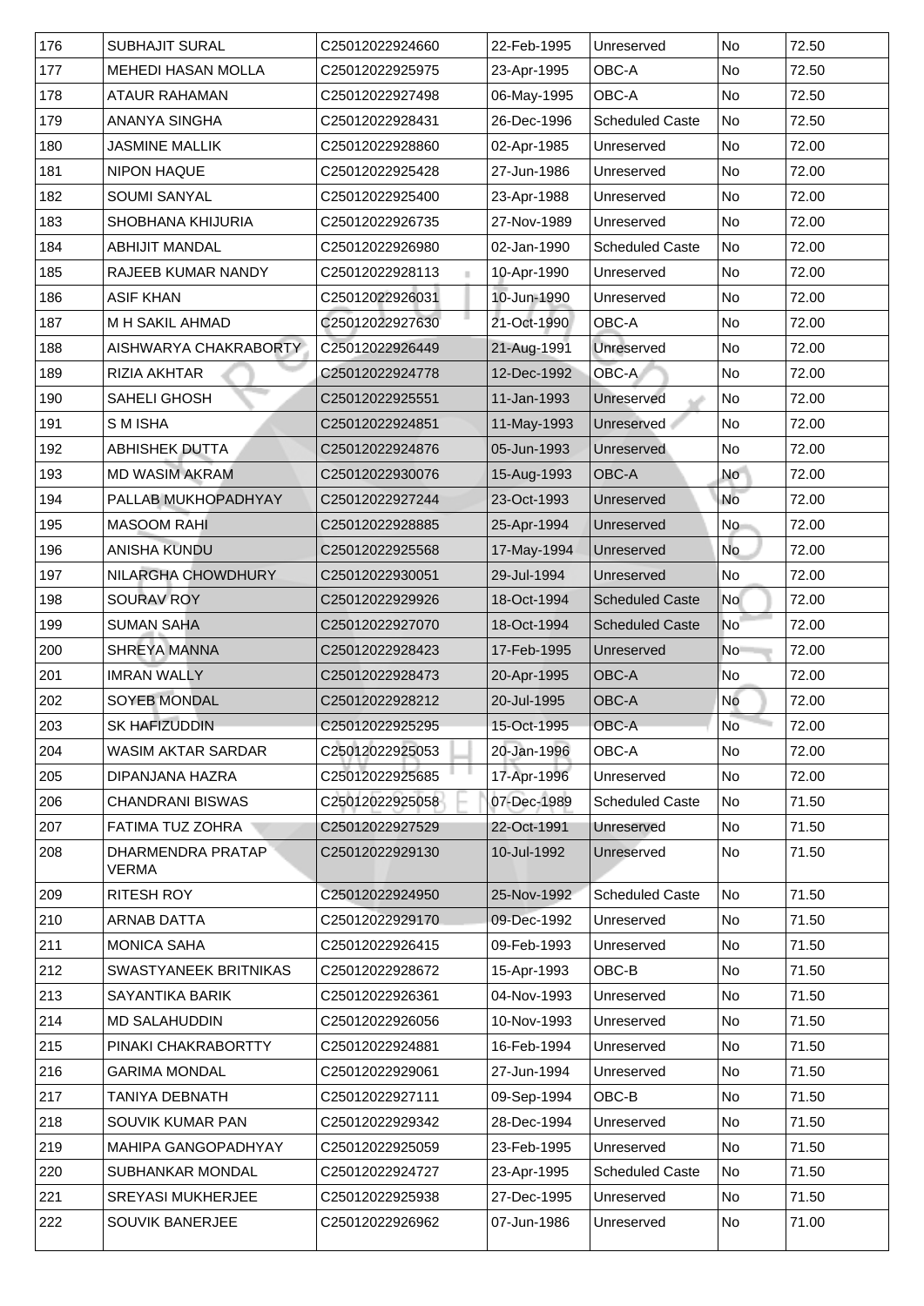| 176 | SUBHAJIT SURAL | C25012022924660 | 22-Feb-1995 | Unreserved | No | 72.50 |
|---|---|---|---|---|---|---|
| 177 | MEHEDI HASAN MOLLA | C25012022925975 | 23-Apr-1995 | OBC-A | No | 72.50 |
| 178 | ATAUR RAHAMAN | C25012022927498 | 06-May-1995 | OBC-A | No | 72.50 |
| 179 | ANANYA SINGHA | C25012022928431 | 26-Dec-1996 | Scheduled Caste | No | 72.50 |
| 180 | JASMINE MALLIK | C25012022928860 | 02-Apr-1985 | Unreserved | No | 72.00 |
| 181 | NIPON HAQUE | C25012022925428 | 27-Jun-1986 | Unreserved | No | 72.00 |
| 182 | SOUMI SANYAL | C25012022925400 | 23-Apr-1988 | Unreserved | No | 72.00 |
| 183 | SHOBHANA KHIJURIA | C25012022926735 | 27-Nov-1989 | Unreserved | No | 72.00 |
| 184 | ABHIJIT MANDAL | C25012022926980 | 02-Jan-1990 | Scheduled Caste | No | 72.00 |
| 185 | RAJEEB KUMAR NANDY | C25012022928113 | 10-Apr-1990 | Unreserved | No | 72.00 |
| 186 | ASIF KHAN | C25012022926031 | 10-Jun-1990 | Unreserved | No | 72.00 |
| 187 | M H SAKIL AHMAD | C25012022927630 | 21-Oct-1990 | OBC-A | No | 72.00 |
| 188 | AISHWARYA CHAKRABORTY | C25012022926449 | 21-Aug-1991 | Unreserved | No | 72.00 |
| 189 | RIZIA AKHTAR | C25012022924778 | 12-Dec-1992 | OBC-A | No | 72.00 |
| 190 | SAHELI GHOSH | C25012022925551 | 11-Jan-1993 | Unreserved | No | 72.00 |
| 191 | S M ISHA | C25012022924851 | 11-May-1993 | Unreserved | No | 72.00 |
| 192 | ABHISHEK DUTTA | C25012022924876 | 05-Jun-1993 | Unreserved | No | 72.00 |
| 193 | MD WASIM AKRAM | C25012022930076 | 15-Aug-1993 | OBC-A | No | 72.00 |
| 194 | PALLAB MUKHOPADHYAY | C25012022927244 | 23-Oct-1993 | Unreserved | No | 72.00 |
| 195 | MASOOM RAHI | C25012022928885 | 25-Apr-1994 | Unreserved | No | 72.00 |
| 196 | ANISHA KUNDU | C25012022925568 | 17-May-1994 | Unreserved | No | 72.00 |
| 197 | NILARGHA CHOWDHURY | C25012022930051 | 29-Jul-1994 | Unreserved | No | 72.00 |
| 198 | SOURAV ROY | C25012022929926 | 18-Oct-1994 | Scheduled Caste | No | 72.00 |
| 199 | SUMAN SAHA | C25012022927070 | 18-Oct-1994 | Scheduled Caste | No | 72.00 |
| 200 | SHREYA MANNA | C25012022928423 | 17-Feb-1995 | Unreserved | No | 72.00 |
| 201 | IMRAN WALLY | C25012022928473 | 20-Apr-1995 | OBC-A | No | 72.00 |
| 202 | SOYEB MONDAL | C25012022928212 | 20-Jul-1995 | OBC-A | No | 72.00 |
| 203 | SK HAFIZUDDIN | C25012022925295 | 15-Oct-1995 | OBC-A | No | 72.00 |
| 204 | WASIM AKTAR SARDAR | C25012022925053 | 20-Jan-1996 | OBC-A | No | 72.00 |
| 205 | DIPANJANA HAZRA | C25012022925685 | 17-Apr-1996 | Unreserved | No | 72.00 |
| 206 | CHANDRANI BISWAS | C25012022925058 | 07-Dec-1989 | Scheduled Caste | No | 71.50 |
| 207 | FATIMA TUZ ZOHRA | C25012022927529 | 22-Oct-1991 | Unreserved | No | 71.50 |
| 208 | DHARMENDRA PRATAP VERMA | C25012022929130 | 10-Jul-1992 | Unreserved | No | 71.50 |
| 209 | RITESH ROY | C25012022924950 | 25-Nov-1992 | Scheduled Caste | No | 71.50 |
| 210 | ARNAB DATTA | C25012022929170 | 09-Dec-1992 | Unreserved | No | 71.50 |
| 211 | MONICA SAHA | C25012022926415 | 09-Feb-1993 | Unreserved | No | 71.50 |
| 212 | SWASTYANEEK BRITNIKAS | C25012022928672 | 15-Apr-1993 | OBC-B | No | 71.50 |
| 213 | SAYANTIKA BARIK | C25012022926361 | 04-Nov-1993 | Unreserved | No | 71.50 |
| 214 | MD SALAHUDDIN | C25012022926056 | 10-Nov-1993 | Unreserved | No | 71.50 |
| 215 | PINAKI CHAKRABORTTY | C25012022924881 | 16-Feb-1994 | Unreserved | No | 71.50 |
| 216 | GARIMA MONDAL | C25012022929061 | 27-Jun-1994 | Unreserved | No | 71.50 |
| 217 | TANIYA DEBNATH | C25012022927111 | 09-Sep-1994 | OBC-B | No | 71.50 |
| 218 | SOUVIK KUMAR PAN | C25012022929342 | 28-Dec-1994 | Unreserved | No | 71.50 |
| 219 | MAHIPA GANGOPADHYAY | C25012022925059 | 23-Feb-1995 | Unreserved | No | 71.50 |
| 220 | SUBHANKAR MONDAL | C25012022924727 | 23-Apr-1995 | Scheduled Caste | No | 71.50 |
| 221 | SREYASI MUKHERJEE | C25012022925938 | 27-Dec-1995 | Unreserved | No | 71.50 |
| 222 | SOUVIK BANERJEE | C25012022926962 | 07-Jun-1986 | Unreserved | No | 71.00 |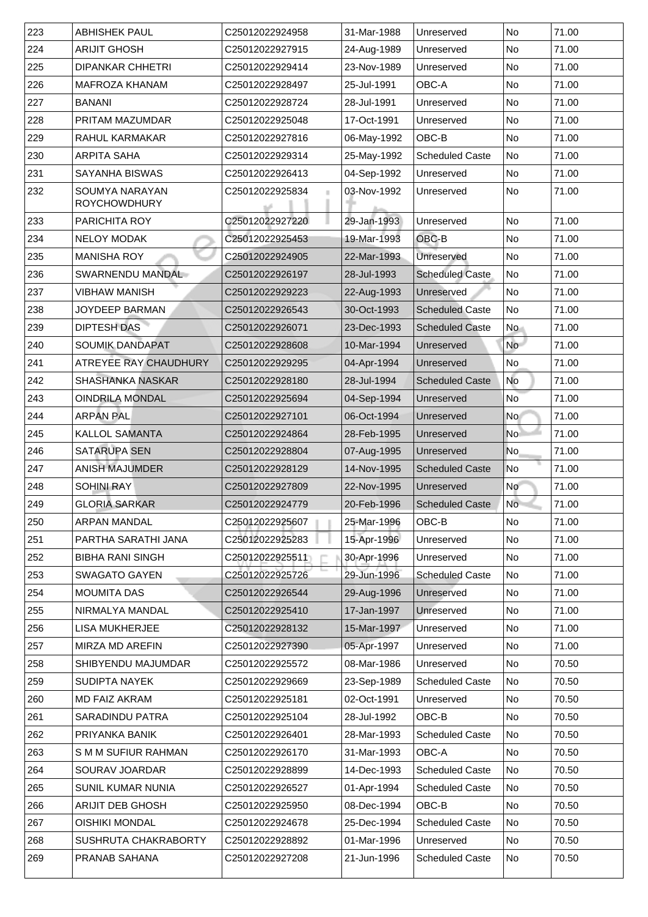| 223 | ABHISHEK PAUL | C25012022924958 | 31-Mar-1988 | Unreserved | No | 71.00 |
|---|---|---|---|---|---|---|
| 224 | ARIJIT GHOSH | C25012022927915 | 24-Aug-1989 | Unreserved | No | 71.00 |
| 225 | DIPANKAR CHHETRI | C25012022929414 | 23-Nov-1989 | Unreserved | No | 71.00 |
| 226 | MAFROZA KHANAM | C25012022928497 | 25-Jul-1991 | OBC-A | No | 71.00 |
| 227 | BANANI | C25012022928724 | 28-Jul-1991 | Unreserved | No | 71.00 |
| 228 | PRITAM MAZUMDAR | C25012022925048 | 17-Oct-1991 | Unreserved | No | 71.00 |
| 229 | RAHUL KARMAKAR | C25012022927816 | 06-May-1992 | OBC-B | No | 71.00 |
| 230 | ARPITA SAHA | C25012022929314 | 25-May-1992 | Scheduled Caste | No | 71.00 |
| 231 | SAYANHA BISWAS | C25012022926413 | 04-Sep-1992 | Unreserved | No | 71.00 |
| 232 | SOUMYA NARAYAN ROYCHOWDHURY | C25012022925834 | 03-Nov-1992 | Unreserved | No | 71.00 |
| 233 | PARICHITA ROY | C25012022927220 | 29-Jan-1993 | Unreserved | No | 71.00 |
| 234 | NELOY MODAK | C25012022925453 | 19-Mar-1993 | OBC-B | No | 71.00 |
| 235 | MANISHA ROY | C25012022924905 | 22-Mar-1993 | Unreserved | No | 71.00 |
| 236 | SWARNENDU MANDAL | C25012022926197 | 28-Jul-1993 | Scheduled Caste | No | 71.00 |
| 237 | VIBHAW MANISH | C25012022929223 | 22-Aug-1993 | Unreserved | No | 71.00 |
| 238 | JOYDEEP BARMAN | C25012022926543 | 30-Oct-1993 | Scheduled Caste | No | 71.00 |
| 239 | DIPTESH DAS | C25012022926071 | 23-Dec-1993 | Scheduled Caste | No | 71.00 |
| 240 | SOUMIK DANDAPAT | C25012022928608 | 10-Mar-1994 | Unreserved | No | 71.00 |
| 241 | ATREYEE RAY CHAUDHURY | C25012022929295 | 04-Apr-1994 | Unreserved | No | 71.00 |
| 242 | SHASHANKA NASKAR | C25012022928180 | 28-Jul-1994 | Scheduled Caste | No | 71.00 |
| 243 | OINDRILA MONDAL | C25012022925694 | 04-Sep-1994 | Unreserved | No | 71.00 |
| 244 | ARPAN PAL | C25012022927101 | 06-Oct-1994 | Unreserved | No | 71.00 |
| 245 | KALLOL SAMANTA | C25012022924864 | 28-Feb-1995 | Unreserved | No | 71.00 |
| 246 | SATARUPA SEN | C25012022928804 | 07-Aug-1995 | Unreserved | No | 71.00 |
| 247 | ANISH MAJUMDER | C25012022928129 | 14-Nov-1995 | Scheduled Caste | No | 71.00 |
| 248 | SOHINI RAY | C25012022927809 | 22-Nov-1995 | Unreserved | No | 71.00 |
| 249 | GLORIA SARKAR | C25012022924779 | 20-Feb-1996 | Scheduled Caste | No | 71.00 |
| 250 | ARPAN MANDAL | C25012022925607 | 25-Mar-1996 | OBC-B | No | 71.00 |
| 251 | PARTHA SARATHI JANA | C25012022925283 | 15-Apr-1996 | Unreserved | No | 71.00 |
| 252 | BIBHA RANI SINGH | C25012022925511 | 30-Apr-1996 | Unreserved | No | 71.00 |
| 253 | SWAGATO GAYEN | C25012022925726 | 29-Jun-1996 | Scheduled Caste | No | 71.00 |
| 254 | MOUMITA DAS | C25012022926544 | 29-Aug-1996 | Unreserved | No | 71.00 |
| 255 | NIRMALYA MANDAL | C25012022925410 | 17-Jan-1997 | Unreserved | No | 71.00 |
| 256 | LISA MUKHERJEE | C25012022928132 | 15-Mar-1997 | Unreserved | No | 71.00 |
| 257 | MIRZA MD AREFIN | C25012022927390 | 05-Apr-1997 | Unreserved | No | 71.00 |
| 258 | SHIBYENDU MAJUMDAR | C25012022925572 | 08-Mar-1986 | Unreserved | No | 70.50 |
| 259 | SUDIPTA NAYEK | C25012022929669 | 23-Sep-1989 | Scheduled Caste | No | 70.50 |
| 260 | MD FAIZ AKRAM | C25012022925181 | 02-Oct-1991 | Unreserved | No | 70.50 |
| 261 | SARADINDU PATRA | C25012022925104 | 28-Jul-1992 | OBC-B | No | 70.50 |
| 262 | PRIYANKA BANIK | C25012022926401 | 28-Mar-1993 | Scheduled Caste | No | 70.50 |
| 263 | S M M SUFIUR RAHMAN | C25012022926170 | 31-Mar-1993 | OBC-A | No | 70.50 |
| 264 | SOURAV JOARDAR | C25012022928899 | 14-Dec-1993 | Scheduled Caste | No | 70.50 |
| 265 | SUNIL KUMAR NUNIA | C25012022926527 | 01-Apr-1994 | Scheduled Caste | No | 70.50 |
| 266 | ARIJIT DEB GHOSH | C25012022925950 | 08-Dec-1994 | OBC-B | No | 70.50 |
| 267 | OISHIKI MONDAL | C25012022924678 | 25-Dec-1994 | Scheduled Caste | No | 70.50 |
| 268 | SUSHRUTA CHAKRABORTY | C25012022928892 | 01-Mar-1996 | Unreserved | No | 70.50 |
| 269 | PRANAB SAHANA | C25012022927208 | 21-Jun-1996 | Scheduled Caste | No | 70.50 |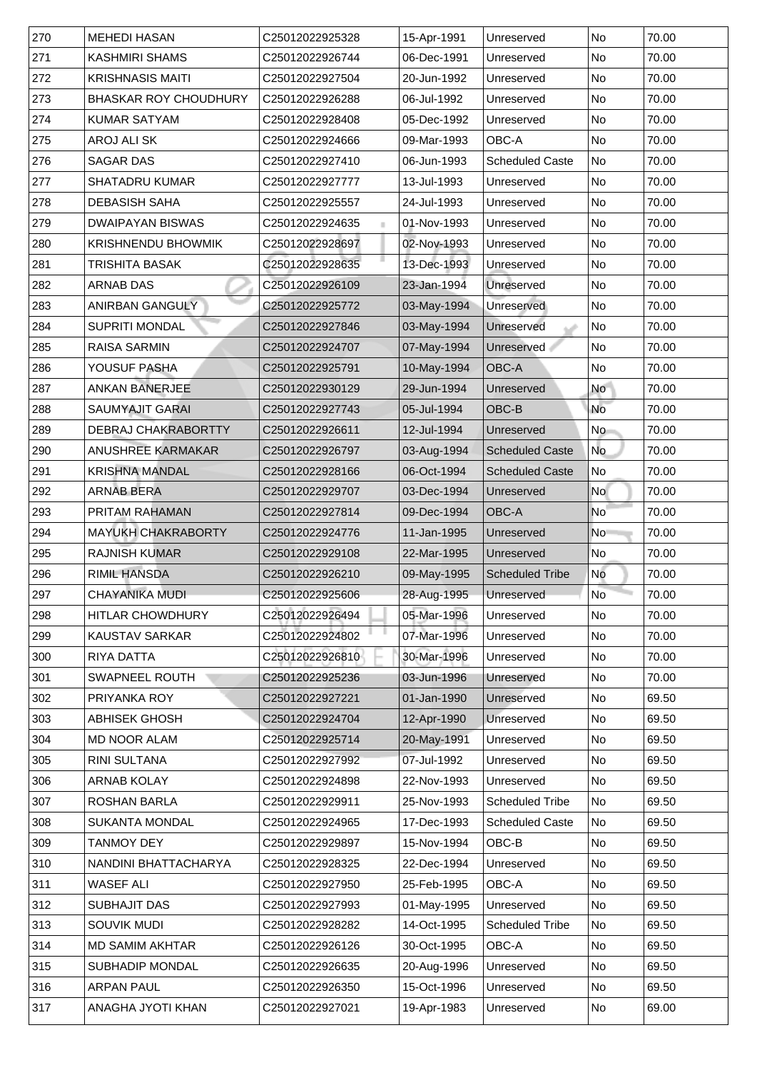| 270 | MEHEDI HASAN | C25012022925328 | 15-Apr-1991 | Unreserved | No | 70.00 |
|---|---|---|---|---|---|---|
| 271 | KASHMIRI SHAMS | C25012022926744 | 06-Dec-1991 | Unreserved | No | 70.00 |
| 272 | KRISHNASIS MAITI | C25012022927504 | 20-Jun-1992 | Unreserved | No | 70.00 |
| 273 | BHASKAR ROY CHOUDHURY | C25012022926288 | 06-Jul-1992 | Unreserved | No | 70.00 |
| 274 | KUMAR SATYAM | C25012022928408 | 05-Dec-1992 | Unreserved | No | 70.00 |
| 275 | AROJ ALI SK | C25012022924666 | 09-Mar-1993 | OBC-A | No | 70.00 |
| 276 | SAGAR DAS | C25012022927410 | 06-Jun-1993 | Scheduled Caste | No | 70.00 |
| 277 | SHATADRU KUMAR | C25012022927777 | 13-Jul-1993 | Unreserved | No | 70.00 |
| 278 | DEBASISH SAHA | C25012022925557 | 24-Jul-1993 | Unreserved | No | 70.00 |
| 279 | DWAIPAYAN BISWAS | C25012022924635 | 01-Nov-1993 | Unreserved | No | 70.00 |
| 280 | KRISHNENDU BHOWMIK | C25012022928697 | 02-Nov-1993 | Unreserved | No | 70.00 |
| 281 | TRISHITA BASAK | C25012022928635 | 13-Dec-1993 | Unreserved | No | 70.00 |
| 282 | ARNAB DAS | C25012022926109 | 23-Jan-1994 | Unreserved | No | 70.00 |
| 283 | ANIRBAN GANGULY | C25012022925772 | 03-May-1994 | Unreserved | No | 70.00 |
| 284 | SUPRITI MONDAL | C25012022927846 | 03-May-1994 | Unreserved | No | 70.00 |
| 285 | RAISA SARMIN | C25012022924707 | 07-May-1994 | Unreserved | No | 70.00 |
| 286 | YOUSUF PASHA | C25012022925791 | 10-May-1994 | OBC-A | No | 70.00 |
| 287 | ANKAN BANERJEE | C25012022930129 | 29-Jun-1994 | Unreserved | No | 70.00 |
| 288 | SAUMYAJIT GARAI | C25012022927743 | 05-Jul-1994 | OBC-B | No | 70.00 |
| 289 | DEBRAJ CHAKRABORTTY | C25012022926611 | 12-Jul-1994 | Unreserved | No | 70.00 |
| 290 | ANUSHREE KARMAKAR | C25012022926797 | 03-Aug-1994 | Scheduled Caste | No | 70.00 |
| 291 | KRISHNA MANDAL | C25012022928166 | 06-Oct-1994 | Scheduled Caste | No | 70.00 |
| 292 | ARNAB BERA | C25012022929707 | 03-Dec-1994 | Unreserved | No | 70.00 |
| 293 | PRITAM RAHAMAN | C25012022927814 | 09-Dec-1994 | OBC-A | No | 70.00 |
| 294 | MAYUKH CHAKRABORTY | C25012022924776 | 11-Jan-1995 | Unreserved | No | 70.00 |
| 295 | RAJNISH KUMAR | C25012022929108 | 22-Mar-1995 | Unreserved | No | 70.00 |
| 296 | RIMIL HANSDA | C25012022926210 | 09-May-1995 | Scheduled Tribe | No | 70.00 |
| 297 | CHAYANIKA MUDI | C25012022925606 | 28-Aug-1995 | Unreserved | No | 70.00 |
| 298 | HITLAR CHOWDHURY | C25012022926494 | 05-Mar-1996 | Unreserved | No | 70.00 |
| 299 | KAUSTAV SARKAR | C25012022924802 | 07-Mar-1996 | Unreserved | No | 70.00 |
| 300 | RIYA DATTA | C25012022926810 | 30-Mar-1996 | Unreserved | No | 70.00 |
| 301 | SWAPNEEL ROUTH | C25012022925236 | 03-Jun-1996 | Unreserved | No | 70.00 |
| 302 | PRIYANKA ROY | C25012022927221 | 01-Jan-1990 | Unreserved | No | 69.50 |
| 303 | ABHISEK GHOSH | C25012022924704 | 12-Apr-1990 | Unreserved | No | 69.50 |
| 304 | MD NOOR ALAM | C25012022925714 | 20-May-1991 | Unreserved | No | 69.50 |
| 305 | RINI SULTANA | C25012022927992 | 07-Jul-1992 | Unreserved | No | 69.50 |
| 306 | ARNAB KOLAY | C25012022924898 | 22-Nov-1993 | Unreserved | No | 69.50 |
| 307 | ROSHAN BARLA | C25012022929911 | 25-Nov-1993 | Scheduled Tribe | No | 69.50 |
| 308 | SUKANTA MONDAL | C25012022924965 | 17-Dec-1993 | Scheduled Caste | No | 69.50 |
| 309 | TANMOY DEY | C25012022929897 | 15-Nov-1994 | OBC-B | No | 69.50 |
| 310 | NANDINI BHATTACHARYA | C25012022928325 | 22-Dec-1994 | Unreserved | No | 69.50 |
| 311 | WASEF ALI | C25012022927950 | 25-Feb-1995 | OBC-A | No | 69.50 |
| 312 | SUBHAJIT DAS | C25012022927993 | 01-May-1995 | Unreserved | No | 69.50 |
| 313 | SOUVIK MUDI | C25012022928282 | 14-Oct-1995 | Scheduled Tribe | No | 69.50 |
| 314 | MD SAMIM AKHTAR | C25012022926126 | 30-Oct-1995 | OBC-A | No | 69.50 |
| 315 | SUBHADIP MONDAL | C25012022926635 | 20-Aug-1996 | Unreserved | No | 69.50 |
| 316 | ARPAN PAUL | C25012022926350 | 15-Oct-1996 | Unreserved | No | 69.50 |
| 317 | ANAGHA JYOTI KHAN | C25012022927021 | 19-Apr-1983 | Unreserved | No | 69.00 |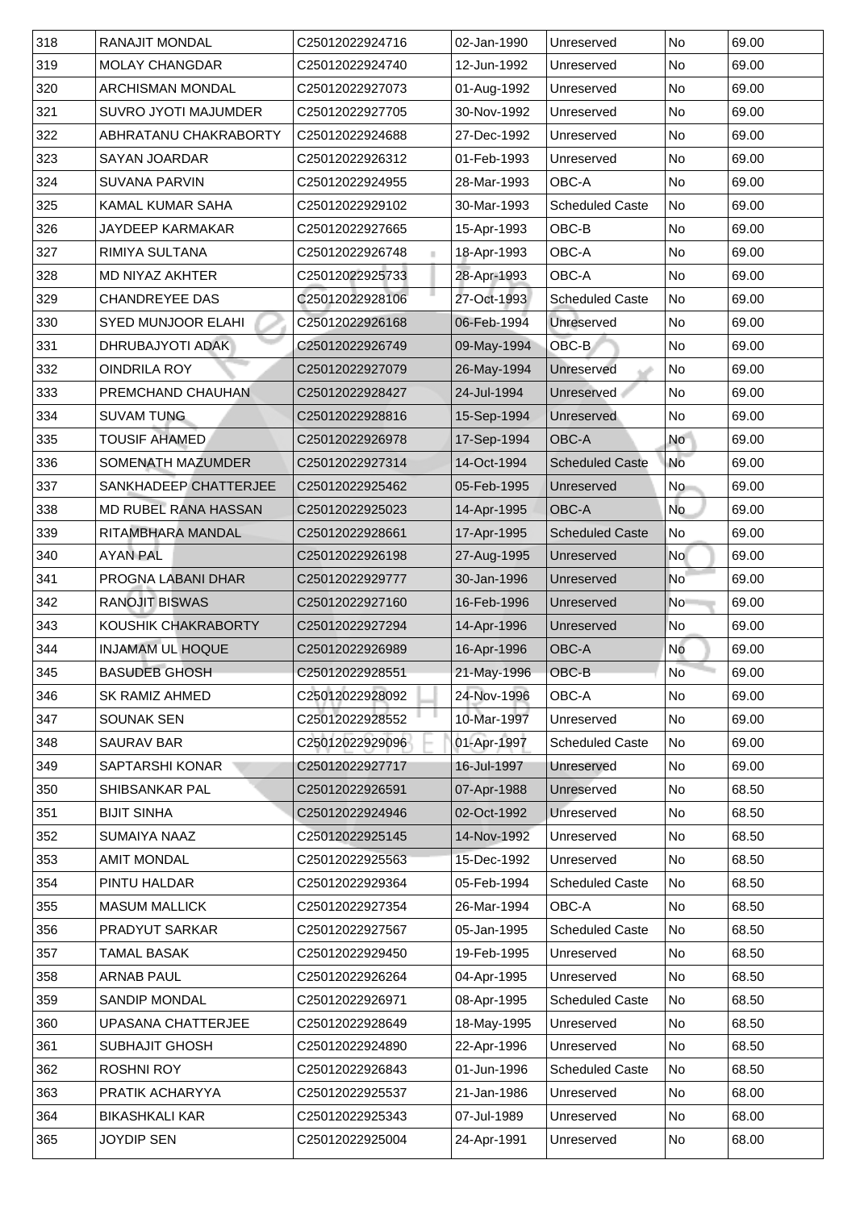| 318 | RANAJIT MONDAL | C25012022924716 | 02-Jan-1990 | Unreserved | No | 69.00 |
|---|---|---|---|---|---|---|
| 319 | MOLAY CHANGDAR | C25012022924740 | 12-Jun-1992 | Unreserved | No | 69.00 |
| 320 | ARCHISMAN MONDAL | C25012022927073 | 01-Aug-1992 | Unreserved | No | 69.00 |
| 321 | SUVRO JYOTI MAJUMDER | C25012022927705 | 30-Nov-1992 | Unreserved | No | 69.00 |
| 322 | ABHRATANU CHAKRABORTY | C25012022924688 | 27-Dec-1992 | Unreserved | No | 69.00 |
| 323 | SAYAN JOARDAR | C25012022926312 | 01-Feb-1993 | Unreserved | No | 69.00 |
| 324 | SUVANA PARVIN | C25012022924955 | 28-Mar-1993 | OBC-A | No | 69.00 |
| 325 | KAMAL KUMAR SAHA | C25012022929102 | 30-Mar-1993 | Scheduled Caste | No | 69.00 |
| 326 | JAYDEEP KARMAKAR | C25012022927665 | 15-Apr-1993 | OBC-B | No | 69.00 |
| 327 | RIMIYA SULTANA | C25012022926748 | 18-Apr-1993 | OBC-A | No | 69.00 |
| 328 | MD NIYAZ AKHTER | C25012022925733 | 28-Apr-1993 | OBC-A | No | 69.00 |
| 329 | CHANDREYEE DAS | C25012022928106 | 27-Oct-1993 | Scheduled Caste | No | 69.00 |
| 330 | SYED MUNJOOR ELAHI | C25012022926168 | 06-Feb-1994 | Unreserved | No | 69.00 |
| 331 | DHRUBAJYOTI ADAK | C25012022926749 | 09-May-1994 | OBC-B | No | 69.00 |
| 332 | OINDRILA ROY | C25012022927079 | 26-May-1994 | Unreserved | No | 69.00 |
| 333 | PREMCHAND CHAUHAN | C25012022928427 | 24-Jul-1994 | Unreserved | No | 69.00 |
| 334 | SUVAM TUNG | C25012022928816 | 15-Sep-1994 | Unreserved | No | 69.00 |
| 335 | TOUSIF AHAMED | C25012022926978 | 17-Sep-1994 | OBC-A | No | 69.00 |
| 336 | SOMENATH MAZUMDER | C25012022927314 | 14-Oct-1994 | Scheduled Caste | No | 69.00 |
| 337 | SANKHADEEP CHATTERJEE | C25012022925462 | 05-Feb-1995 | Unreserved | No | 69.00 |
| 338 | MD RUBEL RANA HASSAN | C25012022925023 | 14-Apr-1995 | OBC-A | No | 69.00 |
| 339 | RITAMBHARA MANDAL | C25012022928661 | 17-Apr-1995 | Scheduled Caste | No | 69.00 |
| 340 | AYAN PAL | C25012022926198 | 27-Aug-1995 | Unreserved | No | 69.00 |
| 341 | PROGNA LABANI DHAR | C25012022929777 | 30-Jan-1996 | Unreserved | No | 69.00 |
| 342 | RANOJIT BISWAS | C25012022927160 | 16-Feb-1996 | Unreserved | No | 69.00 |
| 343 | KOUSHIK CHAKRABORTY | C25012022927294 | 14-Apr-1996 | Unreserved | No | 69.00 |
| 344 | INJAMAM UL HOQUE | C25012022926989 | 16-Apr-1996 | OBC-A | No | 69.00 |
| 345 | BASUDEB GHOSH | C25012022928551 | 21-May-1996 | OBC-B | No | 69.00 |
| 346 | SK RAMIZ AHMED | C25012022928092 | 24-Nov-1996 | OBC-A | No | 69.00 |
| 347 | SOUNAK SEN | C25012022928552 | 10-Mar-1997 | Unreserved | No | 69.00 |
| 348 | SAURAV BAR | C25012022929096 | 01-Apr-1997 | Scheduled Caste | No | 69.00 |
| 349 | SAPTARSHI KONAR | C25012022927717 | 16-Jul-1997 | Unreserved | No | 69.00 |
| 350 | SHIBSANKAR PAL | C25012022926591 | 07-Apr-1988 | Unreserved | No | 68.50 |
| 351 | BIJIT SINHA | C25012022924946 | 02-Oct-1992 | Unreserved | No | 68.50 |
| 352 | SUMAIYA NAAZ | C25012022925145 | 14-Nov-1992 | Unreserved | No | 68.50 |
| 353 | AMIT MONDAL | C25012022925563 | 15-Dec-1992 | Unreserved | No | 68.50 |
| 354 | PINTU HALDAR | C25012022929364 | 05-Feb-1994 | Scheduled Caste | No | 68.50 |
| 355 | MASUM MALLICK | C25012022927354 | 26-Mar-1994 | OBC-A | No | 68.50 |
| 356 | PRADYUT SARKAR | C25012022927567 | 05-Jan-1995 | Scheduled Caste | No | 68.50 |
| 357 | TAMAL BASAK | C25012022929450 | 19-Feb-1995 | Unreserved | No | 68.50 |
| 358 | ARNAB PAUL | C25012022926264 | 04-Apr-1995 | Unreserved | No | 68.50 |
| 359 | SANDIP MONDAL | C25012022926971 | 08-Apr-1995 | Scheduled Caste | No | 68.50 |
| 360 | UPASANA CHATTERJEE | C25012022928649 | 18-May-1995 | Unreserved | No | 68.50 |
| 361 | SUBHAJIT GHOSH | C25012022924890 | 22-Apr-1996 | Unreserved | No | 68.50 |
| 362 | ROSHNI ROY | C25012022926843 | 01-Jun-1996 | Scheduled Caste | No | 68.50 |
| 363 | PRATIK ACHARYYA | C25012022925537 | 21-Jan-1986 | Unreserved | No | 68.00 |
| 364 | BIKASHKALI KAR | C25012022925343 | 07-Jul-1989 | Unreserved | No | 68.00 |
| 365 | JOYDIP SEN | C25012022925004 | 24-Apr-1991 | Unreserved | No | 68.00 |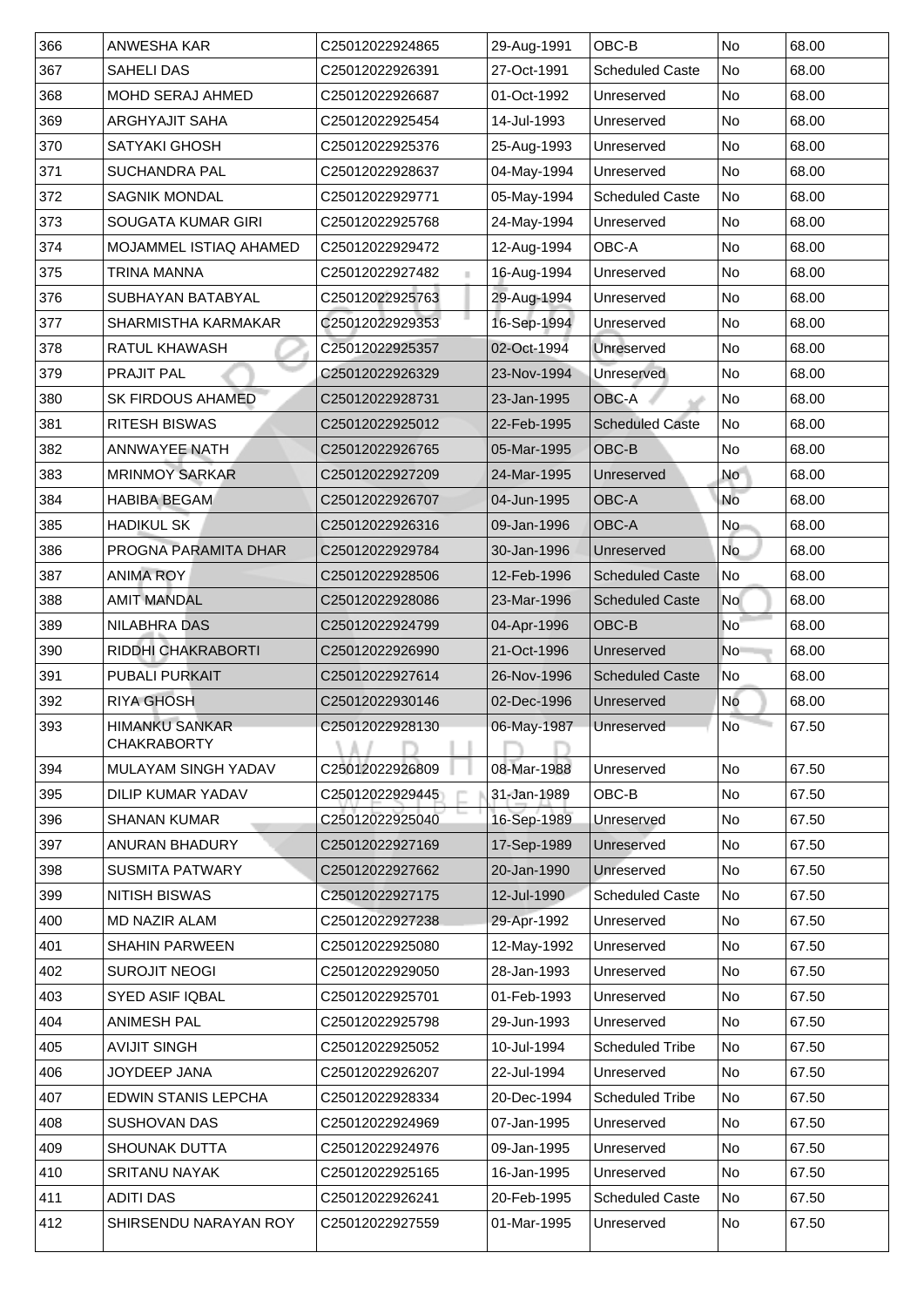| 366 | ANWESHA KAR | C25012022924865 | 29-Aug-1991 | OBC-B | No | 68.00 |
|---|---|---|---|---|---|---|
| 367 | SAHELI DAS | C25012022926391 | 27-Oct-1991 | Scheduled Caste | No | 68.00 |
| 368 | MOHD SERAJ AHMED | C25012022926687 | 01-Oct-1992 | Unreserved | No | 68.00 |
| 369 | ARGHYAJIT SAHA | C25012022925454 | 14-Jul-1993 | Unreserved | No | 68.00 |
| 370 | SATYAKI GHOSH | C25012022925376 | 25-Aug-1993 | Unreserved | No | 68.00 |
| 371 | SUCHANDRA PAL | C25012022928637 | 04-May-1994 | Unreserved | No | 68.00 |
| 372 | SAGNIK MONDAL | C25012022929771 | 05-May-1994 | Scheduled Caste | No | 68.00 |
| 373 | SOUGATA KUMAR GIRI | C25012022925768 | 24-May-1994 | Unreserved | No | 68.00 |
| 374 | MOJAMMEL ISTIAQ AHAMED | C25012022929472 | 12-Aug-1994 | OBC-A | No | 68.00 |
| 375 | TRINA MANNA | C25012022927482 | 16-Aug-1994 | Unreserved | No | 68.00 |
| 376 | SUBHAYAN BATABYAL | C25012022925763 | 29-Aug-1994 | Unreserved | No | 68.00 |
| 377 | SHARMISTHA KARMAKAR | C25012022929353 | 16-Sep-1994 | Unreserved | No | 68.00 |
| 378 | RATUL KHAWASH | C25012022925357 | 02-Oct-1994 | Unreserved | No | 68.00 |
| 379 | PRAJIT PAL | C25012022926329 | 23-Nov-1994 | Unreserved | No | 68.00 |
| 380 | SK FIRDOUS AHAMED | C25012022928731 | 23-Jan-1995 | OBC-A | No | 68.00 |
| 381 | RITESH BISWAS | C25012022925012 | 22-Feb-1995 | Scheduled Caste | No | 68.00 |
| 382 | ANNWAYEE NATH | C25012022926765 | 05-Mar-1995 | OBC-B | No | 68.00 |
| 383 | MRINMOY SARKAR | C25012022927209 | 24-Mar-1995 | Unreserved | No | 68.00 |
| 384 | HABIBA BEGAM | C25012022926707 | 04-Jun-1995 | OBC-A | No | 68.00 |
| 385 | HADIKUL SK | C25012022926316 | 09-Jan-1996 | OBC-A | No | 68.00 |
| 386 | PROGNA PARAMITA DHAR | C25012022929784 | 30-Jan-1996 | Unreserved | No | 68.00 |
| 387 | ANIMA ROY | C25012022928506 | 12-Feb-1996 | Scheduled Caste | No | 68.00 |
| 388 | AMIT MANDAL | C25012022928086 | 23-Mar-1996 | Scheduled Caste | No | 68.00 |
| 389 | NILABHRA DAS | C25012022924799 | 04-Apr-1996 | OBC-B | No | 68.00 |
| 390 | RIDDHI CHAKRABORTI | C25012022926990 | 21-Oct-1996 | Unreserved | No | 68.00 |
| 391 | PUBALI PURKAIT | C25012022927614 | 26-Nov-1996 | Scheduled Caste | No | 68.00 |
| 392 | RIYA GHOSH | C25012022930146 | 02-Dec-1996 | Unreserved | No | 68.00 |
| 393 | HIMANKU SANKAR CHAKRABORTY | C25012022928130 | 06-May-1987 | Unreserved | No | 67.50 |
| 394 | MULAYAM SINGH YADAV | C25012022926809 | 08-Mar-1988 | Unreserved | No | 67.50 |
| 395 | DILIP KUMAR YADAV | C25012022929445 | 31-Jan-1989 | OBC-B | No | 67.50 |
| 396 | SHANAN KUMAR | C25012022925040 | 16-Sep-1989 | Unreserved | No | 67.50 |
| 397 | ANURAN BHADURY | C25012022927169 | 17-Sep-1989 | Unreserved | No | 67.50 |
| 398 | SUSMITA PATWARY | C25012022927662 | 20-Jan-1990 | Unreserved | No | 67.50 |
| 399 | NITISH BISWAS | C25012022927175 | 12-Jul-1990 | Scheduled Caste | No | 67.50 |
| 400 | MD NAZIR ALAM | C25012022927238 | 29-Apr-1992 | Unreserved | No | 67.50 |
| 401 | SHAHIN PARWEEN | C25012022925080 | 12-May-1992 | Unreserved | No | 67.50 |
| 402 | SUROJIT NEOGI | C25012022929050 | 28-Jan-1993 | Unreserved | No | 67.50 |
| 403 | SYED ASIF IQBAL | C25012022925701 | 01-Feb-1993 | Unreserved | No | 67.50 |
| 404 | ANIMESH PAL | C25012022925798 | 29-Jun-1993 | Unreserved | No | 67.50 |
| 405 | AVIJIT SINGH | C25012022925052 | 10-Jul-1994 | Scheduled Tribe | No | 67.50 |
| 406 | JOYDEEP JANA | C25012022926207 | 22-Jul-1994 | Unreserved | No | 67.50 |
| 407 | EDWIN STANIS LEPCHA | C25012022928334 | 20-Dec-1994 | Scheduled Tribe | No | 67.50 |
| 408 | SUSHOVAN DAS | C25012022924969 | 07-Jan-1995 | Unreserved | No | 67.50 |
| 409 | SHOUNAK DUTTA | C25012022924976 | 09-Jan-1995 | Unreserved | No | 67.50 |
| 410 | SRITANU NAYAK | C25012022925165 | 16-Jan-1995 | Unreserved | No | 67.50 |
| 411 | ADITI DAS | C25012022926241 | 20-Feb-1995 | Scheduled Caste | No | 67.50 |
| 412 | SHIRSENDU NARAYAN ROY | C25012022927559 | 01-Mar-1995 | Unreserved | No | 67.50 |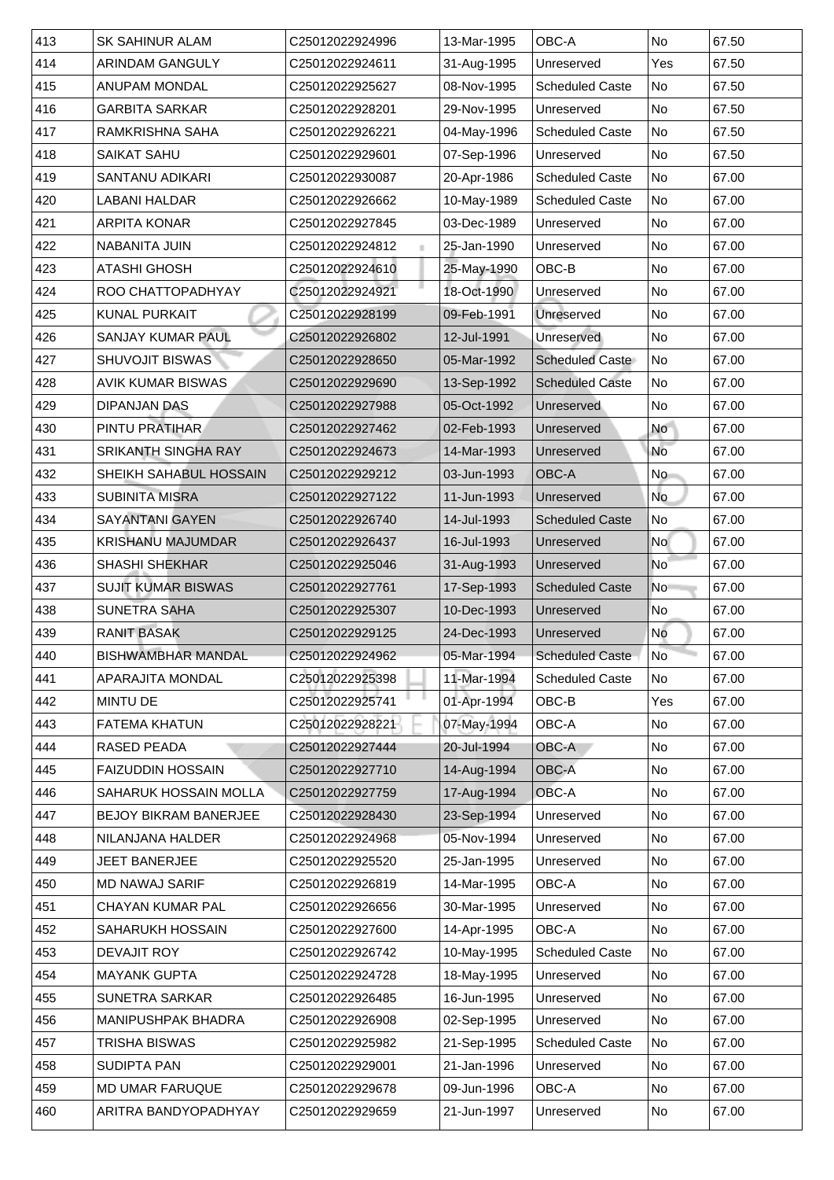| 413 | SK SAHINUR ALAM | C25012022924996 | 13-Mar-1995 | OBC-A | No | 67.50 |
|---|---|---|---|---|---|---|
| 414 | ARINDAM GANGULY | C25012022924611 | 31-Aug-1995 | Unreserved | Yes | 67.50 |
| 415 | ANUPAM MONDAL | C25012022925627 | 08-Nov-1995 | Scheduled Caste | No | 67.50 |
| 416 | GARBITA SARKAR | C25012022928201 | 29-Nov-1995 | Unreserved | No | 67.50 |
| 417 | RAMKRISHNA SAHA | C25012022926221 | 04-May-1996 | Scheduled Caste | No | 67.50 |
| 418 | SAIKAT SAHU | C25012022929601 | 07-Sep-1996 | Unreserved | No | 67.50 |
| 419 | SANTANU ADIKARI | C25012022930087 | 20-Apr-1986 | Scheduled Caste | No | 67.00 |
| 420 | LABANI HALDAR | C25012022926662 | 10-May-1989 | Scheduled Caste | No | 67.00 |
| 421 | ARPITA KONAR | C25012022927845 | 03-Dec-1989 | Unreserved | No | 67.00 |
| 422 | NABANITA JUIN | C25012022924812 | 25-Jan-1990 | Unreserved | No | 67.00 |
| 423 | ATASHI GHOSH | C25012022924610 | 25-May-1990 | OBC-B | No | 67.00 |
| 424 | ROO CHATTOPADHYAY | C25012022924921 | 18-Oct-1990 | Unreserved | No | 67.00 |
| 425 | KUNAL PURKAIT | C25012022928199 | 09-Feb-1991 | Unreserved | No | 67.00 |
| 426 | SANJAY KUMAR PAUL | C25012022926802 | 12-Jul-1991 | Unreserved | No | 67.00 |
| 427 | SHUVOJIT BISWAS | C25012022928650 | 05-Mar-1992 | Scheduled Caste | No | 67.00 |
| 428 | AVIK KUMAR BISWAS | C25012022929690 | 13-Sep-1992 | Scheduled Caste | No | 67.00 |
| 429 | DIPANJAN DAS | C25012022927988 | 05-Oct-1992 | Unreserved | No | 67.00 |
| 430 | PINTU PRATIHAR | C25012022927462 | 02-Feb-1993 | Unreserved | No | 67.00 |
| 431 | SRIKANTH SINGHA RAY | C25012022924673 | 14-Mar-1993 | Unreserved | No | 67.00 |
| 432 | SHEIKH SAHABUL HOSSAIN | C25012022929212 | 03-Jun-1993 | OBC-A | No | 67.00 |
| 433 | SUBINITA MISRA | C25012022927122 | 11-Jun-1993 | Unreserved | No | 67.00 |
| 434 | SAYANTANI GAYEN | C25012022926740 | 14-Jul-1993 | Scheduled Caste | No | 67.00 |
| 435 | KRISHANU MAJUMDAR | C25012022926437 | 16-Jul-1993 | Unreserved | No | 67.00 |
| 436 | SHASHI SHEKHAR | C25012022925046 | 31-Aug-1993 | Unreserved | No | 67.00 |
| 437 | SUJIT KUMAR BISWAS | C25012022927761 | 17-Sep-1993 | Scheduled Caste | No | 67.00 |
| 438 | SUNETRA SAHA | C25012022925307 | 10-Dec-1993 | Unreserved | No | 67.00 |
| 439 | RANIT BASAK | C25012022929125 | 24-Dec-1993 | Unreserved | No | 67.00 |
| 440 | BISHWAMBHAR MANDAL | C25012022924962 | 05-Mar-1994 | Scheduled Caste | No | 67.00 |
| 441 | APARAJITA MONDAL | C25012022925398 | 11-Mar-1994 | Scheduled Caste | No | 67.00 |
| 442 | MINTU DE | C25012022925741 | 01-Apr-1994 | OBC-B | Yes | 67.00 |
| 443 | FATEMA KHATUN | C25012022928221 | 07-May-1994 | OBC-A | No | 67.00 |
| 444 | RASED PEADA | C25012022927444 | 20-Jul-1994 | OBC-A | No | 67.00 |
| 445 | FAIZUDDIN HOSSAIN | C25012022927710 | 14-Aug-1994 | OBC-A | No | 67.00 |
| 446 | SAHARUK HOSSAIN MOLLA | C25012022927759 | 17-Aug-1994 | OBC-A | No | 67.00 |
| 447 | BEJOY BIKRAM BANERJEE | C25012022928430 | 23-Sep-1994 | Unreserved | No | 67.00 |
| 448 | NILANJANA HALDER | C25012022924968 | 05-Nov-1994 | Unreserved | No | 67.00 |
| 449 | JEET BANERJEE | C25012022925520 | 25-Jan-1995 | Unreserved | No | 67.00 |
| 450 | MD NAWAJ SARIF | C25012022926819 | 14-Mar-1995 | OBC-A | No | 67.00 |
| 451 | CHAYAN KUMAR PAL | C25012022926656 | 30-Mar-1995 | Unreserved | No | 67.00 |
| 452 | SAHARUKH HOSSAIN | C25012022927600 | 14-Apr-1995 | OBC-A | No | 67.00 |
| 453 | DEVAJIT ROY | C25012022926742 | 10-May-1995 | Scheduled Caste | No | 67.00 |
| 454 | MAYANK GUPTA | C25012022924728 | 18-May-1995 | Unreserved | No | 67.00 |
| 455 | SUNETRA SARKAR | C25012022926485 | 16-Jun-1995 | Unreserved | No | 67.00 |
| 456 | MANIPUSHPAK BHADRA | C25012022926908 | 02-Sep-1995 | Unreserved | No | 67.00 |
| 457 | TRISHA BISWAS | C25012022925982 | 21-Sep-1995 | Scheduled Caste | No | 67.00 |
| 458 | SUDIPTA PAN | C25012022929001 | 21-Jan-1996 | Unreserved | No | 67.00 |
| 459 | MD UMAR FARUQUE | C25012022929678 | 09-Jun-1996 | OBC-A | No | 67.00 |
| 460 | ARITRA BANDYOPADHYAY | C25012022929659 | 21-Jun-1997 | Unreserved | No | 67.00 |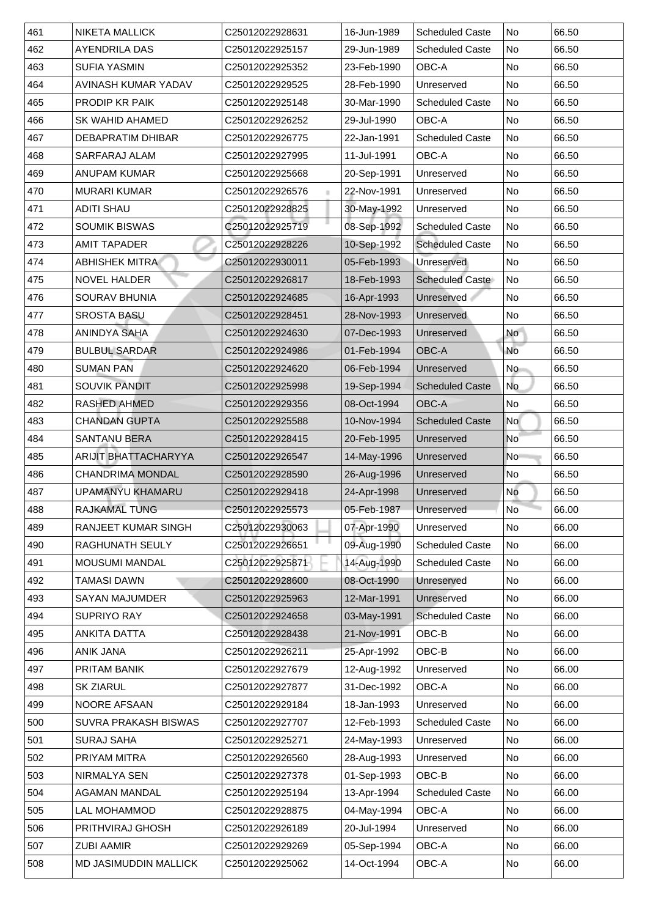| 461 | NIKETA MALLICK | C25012022928631 | 16-Jun-1989 | Scheduled Caste | No | 66.50 |
|---|---|---|---|---|---|---|
| 462 | AYENDRILA DAS | C25012022925157 | 29-Jun-1989 | Scheduled Caste | No | 66.50 |
| 463 | SUFIA YASMIN | C25012022925352 | 23-Feb-1990 | OBC-A | No | 66.50 |
| 464 | AVINASH KUMAR YADAV | C25012022929525 | 28-Feb-1990 | Unreserved | No | 66.50 |
| 465 | PRODIP KR PAIK | C25012022925148 | 30-Mar-1990 | Scheduled Caste | No | 66.50 |
| 466 | SK WAHID AHAMED | C25012022926252 | 29-Jul-1990 | OBC-A | No | 66.50 |
| 467 | DEBAPRATIM DHIBAR | C25012022926775 | 22-Jan-1991 | Scheduled Caste | No | 66.50 |
| 468 | SARFARAJ ALAM | C25012022927995 | 11-Jul-1991 | OBC-A | No | 66.50 |
| 469 | ANUPAM KUMAR | C25012022925668 | 20-Sep-1991 | Unreserved | No | 66.50 |
| 470 | MURARI KUMAR | C25012022926576 | 22-Nov-1991 | Unreserved | No | 66.50 |
| 471 | ADITI SHAU | C25012022928825 | 30-May-1992 | Unreserved | No | 66.50 |
| 472 | SOUMIK BISWAS | C25012022925719 | 08-Sep-1992 | Scheduled Caste | No | 66.50 |
| 473 | AMIT TAPADER | C25012022928226 | 10-Sep-1992 | Scheduled Caste | No | 66.50 |
| 474 | ABHISHEK MITRA | C25012022930011 | 05-Feb-1993 | Unreserved | No | 66.50 |
| 475 | NOVEL HALDER | C25012022926817 | 18-Feb-1993 | Scheduled Caste | No | 66.50 |
| 476 | SOURAV BHUNIA | C25012022924685 | 16-Apr-1993 | Unreserved | No | 66.50 |
| 477 | SROSTA BASU | C25012022928451 | 28-Nov-1993 | Unreserved | No | 66.50 |
| 478 | ANINDYA SAHA | C25012022924630 | 07-Dec-1993 | Unreserved | No | 66.50 |
| 479 | BULBUL SARDAR | C25012022924986 | 01-Feb-1994 | OBC-A | No | 66.50 |
| 480 | SUMAN PAN | C25012022924620 | 06-Feb-1994 | Unreserved | No | 66.50 |
| 481 | SOUVIK PANDIT | C25012022925998 | 19-Sep-1994 | Scheduled Caste | No | 66.50 |
| 482 | RASHED AHMED | C25012022929356 | 08-Oct-1994 | OBC-A | No | 66.50 |
| 483 | CHANDAN GUPTA | C25012022925588 | 10-Nov-1994 | Scheduled Caste | No | 66.50 |
| 484 | SANTANU BERA | C25012022928415 | 20-Feb-1995 | Unreserved | No | 66.50 |
| 485 | ARIJIT BHATTACHARYYA | C25012022926547 | 14-May-1996 | Unreserved | No | 66.50 |
| 486 | CHANDRIMA MONDAL | C25012022928590 | 26-Aug-1996 | Unreserved | No | 66.50 |
| 487 | UPAMANYU KHAMARU | C25012022929418 | 24-Apr-1998 | Unreserved | No | 66.50 |
| 488 | RAJKAMAL TUNG | C25012022925573 | 05-Feb-1987 | Unreserved | No | 66.00 |
| 489 | RANJEET KUMAR SINGH | C25012022930063 | 07-Apr-1990 | Unreserved | No | 66.00 |
| 490 | RAGHUNATH SEULY | C25012022926651 | 09-Aug-1990 | Scheduled Caste | No | 66.00 |
| 491 | MOUSUMI MANDAL | C25012022925871 | 14-Aug-1990 | Scheduled Caste | No | 66.00 |
| 492 | TAMASI DAWN | C25012022928600 | 08-Oct-1990 | Unreserved | No | 66.00 |
| 493 | SAYAN MAJUMDER | C25012022925963 | 12-Mar-1991 | Unreserved | No | 66.00 |
| 494 | SUPRIYO RAY | C25012022924658 | 03-May-1991 | Scheduled Caste | No | 66.00 |
| 495 | ANKITA DATTA | C25012022928438 | 21-Nov-1991 | OBC-B | No | 66.00 |
| 496 | ANIK JANA | C25012022926211 | 25-Apr-1992 | OBC-B | No | 66.00 |
| 497 | PRITAM BANIK | C25012022927679 | 12-Aug-1992 | Unreserved | No | 66.00 |
| 498 | SK ZIARUL | C25012022927877 | 31-Dec-1992 | OBC-A | No | 66.00 |
| 499 | NOORE AFSAAN | C25012022929184 | 18-Jan-1993 | Unreserved | No | 66.00 |
| 500 | SUVRA PRAKASH BISWAS | C25012022927707 | 12-Feb-1993 | Scheduled Caste | No | 66.00 |
| 501 | SURAJ SAHA | C25012022925271 | 24-May-1993 | Unreserved | No | 66.00 |
| 502 | PRIYAM MITRA | C25012022926560 | 28-Aug-1993 | Unreserved | No | 66.00 |
| 503 | NIRMALYA SEN | C25012022927378 | 01-Sep-1993 | OBC-B | No | 66.00 |
| 504 | AGAMAN MANDAL | C25012022925194 | 13-Apr-1994 | Scheduled Caste | No | 66.00 |
| 505 | LAL MOHAMMOD | C25012022928875 | 04-May-1994 | OBC-A | No | 66.00 |
| 506 | PRITHVIRAJ GHOSH | C25012022926189 | 20-Jul-1994 | Unreserved | No | 66.00 |
| 507 | ZUBI AAMIR | C25012022929269 | 05-Sep-1994 | OBC-A | No | 66.00 |
| 508 | MD JASIMUDDIN MALLICK | C25012022925062 | 14-Oct-1994 | OBC-A | No | 66.00 |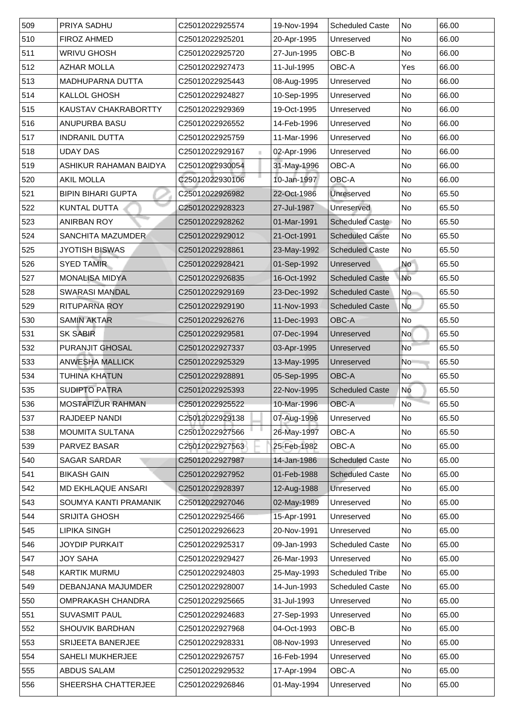| 509 | PRIYA SADHU | C25012022925574 | 19-Nov-1994 | Scheduled Caste | No | 66.00 |
|---|---|---|---|---|---|---|
| 510 | FIROZ AHMED | C25012022925201 | 20-Apr-1995 | Unreserved | No | 66.00 |
| 511 | WRIVU GHOSH | C25012022925720 | 27-Jun-1995 | OBC-B | No | 66.00 |
| 512 | AZHAR MOLLA | C25012022927473 | 11-Jul-1995 | OBC-A | Yes | 66.00 |
| 513 | MADHUPARNA DUTTA | C25012022925443 | 08-Aug-1995 | Unreserved | No | 66.00 |
| 514 | KALLOL GHOSH | C25012022924827 | 10-Sep-1995 | Unreserved | No | 66.00 |
| 515 | KAUSTAV CHAKRABORTTY | C25012022929369 | 19-Oct-1995 | Unreserved | No | 66.00 |
| 516 | ANUPURBA BASU | C25012022926552 | 14-Feb-1996 | Unreserved | No | 66.00 |
| 517 | INDRANIL DUTTA | C25012022925759 | 11-Mar-1996 | Unreserved | No | 66.00 |
| 518 | UDAY DAS | C25012022929167 | 02-Apr-1996 | Unreserved | No | 66.00 |
| 519 | ASHIKUR RAHAMAN BAIDYA | C25012022930054 | 31-May-1996 | OBC-A | No | 66.00 |
| 520 | AKIL MOLLA | C25012022930106 | 10-Jan-1997 | OBC-A | No | 66.00 |
| 521 | BIPIN BIHARI GUPTA | C25012022926982 | 22-Oct-1986 | Unreserved | No | 65.50 |
| 522 | KUNTAL DUTTA | C25012022928323 | 27-Jul-1987 | Unreserved | No | 65.50 |
| 523 | ANIRBAN ROY | C25012022928262 | 01-Mar-1991 | Scheduled Caste | No | 65.50 |
| 524 | SANCHITA MAZUMDER | C25012022929012 | 21-Oct-1991 | Scheduled Caste | No | 65.50 |
| 525 | JYOTISH BISWAS | C25012022928861 | 23-May-1992 | Scheduled Caste | No | 65.50 |
| 526 | SYED TAMIR | C25012022928421 | 01-Sep-1992 | Unreserved | No | 65.50 |
| 527 | MONALISA MIDYA | C25012022926835 | 16-Oct-1992 | Scheduled Caste | No | 65.50 |
| 528 | SWARASI MANDAL | C25012022929169 | 23-Dec-1992 | Scheduled Caste | No | 65.50 |
| 529 | RITUPARNA ROY | C25012022929190 | 11-Nov-1993 | Scheduled Caste | No | 65.50 |
| 530 | SAMIN AKTAR | C25012022926276 | 11-Dec-1993 | OBC-A | No | 65.50 |
| 531 | SK SABIR | C25012022929581 | 07-Dec-1994 | Unreserved | No | 65.50 |
| 532 | PURANJIT GHOSAL | C25012022927337 | 03-Apr-1995 | Unreserved | No | 65.50 |
| 533 | ANWESHA MALLICK | C25012022925329 | 13-May-1995 | Unreserved | No | 65.50 |
| 534 | TUHINA KHATUN | C25012022928891 | 05-Sep-1995 | OBC-A | No | 65.50 |
| 535 | SUDIPTO PATRA | C25012022925393 | 22-Nov-1995 | Scheduled Caste | No | 65.50 |
| 536 | MOSTAFIZUR RAHMAN | C25012022925522 | 10-Mar-1996 | OBC-A | No | 65.50 |
| 537 | RAJDEEP NANDI | C25012022929138 | 07-Aug-1996 | Unreserved | No | 65.50 |
| 538 | MOUMITA SULTANA | C25012022927566 | 26-May-1997 | OBC-A | No | 65.50 |
| 539 | PARVEZ BASAR | C25012022927563 | 25-Feb-1982 | OBC-A | No | 65.00 |
| 540 | SAGAR SARDAR | C25012022927987 | 14-Jan-1986 | Scheduled Caste | No | 65.00 |
| 541 | BIKASH GAIN | C25012022927952 | 01-Feb-1988 | Scheduled Caste | No | 65.00 |
| 542 | MD EKHLAQUE ANSARI | C25012022928397 | 12-Aug-1988 | Unreserved | No | 65.00 |
| 543 | SOUMYA KANTI PRAMANIK | C25012022927046 | 02-May-1989 | Unreserved | No | 65.00 |
| 544 | SRIJITA GHOSH | C25012022925466 | 15-Apr-1991 | Unreserved | No | 65.00 |
| 545 | LIPIKA SINGH | C25012022926623 | 20-Nov-1991 | Unreserved | No | 65.00 |
| 546 | JOYDIP PURKAIT | C25012022925317 | 09-Jan-1993 | Scheduled Caste | No | 65.00 |
| 547 | JOY SAHA | C25012022929427 | 26-Mar-1993 | Unreserved | No | 65.00 |
| 548 | KARTIK MURMU | C25012022924803 | 25-May-1993 | Scheduled Tribe | No | 65.00 |
| 549 | DEBANJANA MAJUMDER | C25012022928007 | 14-Jun-1993 | Scheduled Caste | No | 65.00 |
| 550 | OMPRAKASH CHANDRA | C25012022925665 | 31-Jul-1993 | Unreserved | No | 65.00 |
| 551 | SUVASMIT PAUL | C25012022924683 | 27-Sep-1993 | Unreserved | No | 65.00 |
| 552 | SHOUVIK BARDHAN | C25012022927968 | 04-Oct-1993 | OBC-B | No | 65.00 |
| 553 | SRIJEETA BANERJEE | C25012022928331 | 08-Nov-1993 | Unreserved | No | 65.00 |
| 554 | SAHELI MUKHERJEE | C25012022926757 | 16-Feb-1994 | Unreserved | No | 65.00 |
| 555 | ABDUS SALAM | C25012022929532 | 17-Apr-1994 | OBC-A | No | 65.00 |
| 556 | SHEERSHA CHATTERJEE | C25012022926846 | 01-May-1994 | Unreserved | No | 65.00 |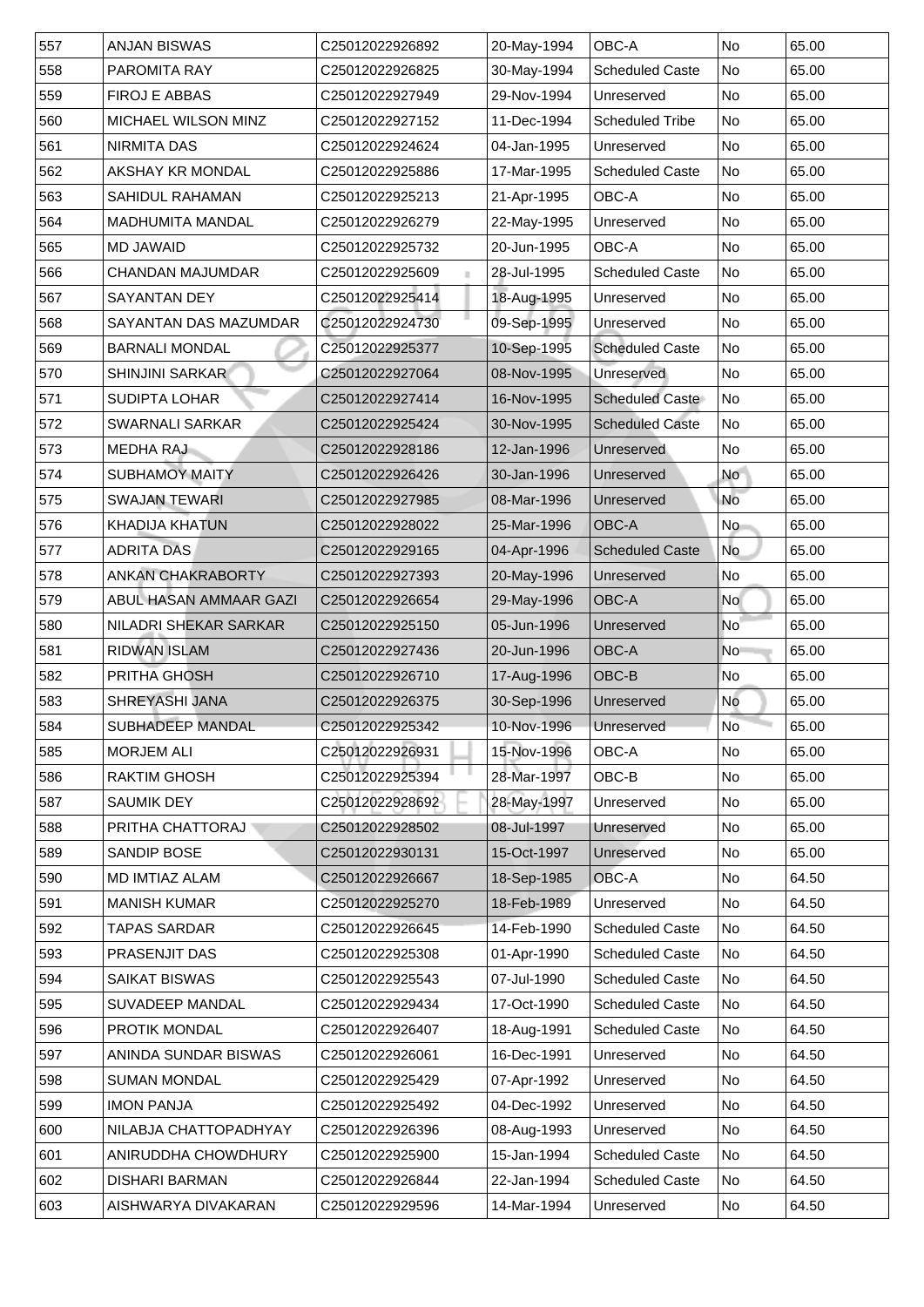| | | | | | | |
|---|---|---|---|---|---|---|
| 557 | ANJAN BISWAS | C25012022926892 | 20-May-1994 | OBC-A | No | 65.00 |
| 558 | PAROMITA RAY | C25012022926825 | 30-May-1994 | Scheduled Caste | No | 65.00 |
| 559 | FIROJ E ABBAS | C25012022927949 | 29-Nov-1994 | Unreserved | No | 65.00 |
| 560 | MICHAEL WILSON MINZ | C25012022927152 | 11-Dec-1994 | Scheduled Tribe | No | 65.00 |
| 561 | NIRMITA DAS | C25012022924624 | 04-Jan-1995 | Unreserved | No | 65.00 |
| 562 | AKSHAY KR MONDAL | C25012022925886 | 17-Mar-1995 | Scheduled Caste | No | 65.00 |
| 563 | SAHIDUL RAHAMAN | C25012022925213 | 21-Apr-1995 | OBC-A | No | 65.00 |
| 564 | MADHUMITA MANDAL | C25012022926279 | 22-May-1995 | Unreserved | No | 65.00 |
| 565 | MD JAWAID | C25012022925732 | 20-Jun-1995 | OBC-A | No | 65.00 |
| 566 | CHANDAN MAJUMDAR | C25012022925609 | 28-Jul-1995 | Scheduled Caste | No | 65.00 |
| 567 | SAYANTAN DEY | C25012022925414 | 18-Aug-1995 | Unreserved | No | 65.00 |
| 568 | SAYANTAN DAS MAZUMDAR | C25012022924730 | 09-Sep-1995 | Unreserved | No | 65.00 |
| 569 | BARNALI MONDAL | C25012022925377 | 10-Sep-1995 | Scheduled Caste | No | 65.00 |
| 570 | SHINJINI SARKAR | C25012022927064 | 08-Nov-1995 | Unreserved | No | 65.00 |
| 571 | SUDIPTA LOHAR | C25012022927414 | 16-Nov-1995 | Scheduled Caste | No | 65.00 |
| 572 | SWARNALI SARKAR | C25012022925424 | 30-Nov-1995 | Scheduled Caste | No | 65.00 |
| 573 | MEDHA RAJ | C25012022928186 | 12-Jan-1996 | Unreserved | No | 65.00 |
| 574 | SUBHAMOY MAITY | C25012022926426 | 30-Jan-1996 | Unreserved | No | 65.00 |
| 575 | SWAJAN TEWARI | C25012022927985 | 08-Mar-1996 | Unreserved | No | 65.00 |
| 576 | KHADIJA KHATUN | C25012022928022 | 25-Mar-1996 | OBC-A | No | 65.00 |
| 577 | ADRITA DAS | C25012022929165 | 04-Apr-1996 | Scheduled Caste | No | 65.00 |
| 578 | ANKAN CHAKRABORTY | C25012022927393 | 20-May-1996 | Unreserved | No | 65.00 |
| 579 | ABUL HASAN AMMAAR GAZI | C25012022926654 | 29-May-1996 | OBC-A | No | 65.00 |
| 580 | NILADRI SHEKAR SARKAR | C25012022925150 | 05-Jun-1996 | Unreserved | No | 65.00 |
| 581 | RIDWAN ISLAM | C25012022927436 | 20-Jun-1996 | OBC-A | No | 65.00 |
| 582 | PRITHA GHOSH | C25012022926710 | 17-Aug-1996 | OBC-B | No | 65.00 |
| 583 | SHREYASHI JANA | C25012022926375 | 30-Sep-1996 | Unreserved | No | 65.00 |
| 584 | SUBHADEEP MANDAL | C25012022925342 | 10-Nov-1996 | Unreserved | No | 65.00 |
| 585 | MORJEM ALI | C25012022926931 | 15-Nov-1996 | OBC-A | No | 65.00 |
| 586 | RAKTIM GHOSH | C25012022925394 | 28-Mar-1997 | OBC-B | No | 65.00 |
| 587 | SAUMIK DEY | C25012022928692 | 28-May-1997 | Unreserved | No | 65.00 |
| 588 | PRITHA CHATTORAJ | C25012022928502 | 08-Jul-1997 | Unreserved | No | 65.00 |
| 589 | SANDIP BOSE | C25012022930131 | 15-Oct-1997 | Unreserved | No | 65.00 |
| 590 | MD IMTIAZ ALAM | C25012022926667 | 18-Sep-1985 | OBC-A | No | 64.50 |
| 591 | MANISH KUMAR | C25012022925270 | 18-Feb-1989 | Unreserved | No | 64.50 |
| 592 | TAPAS SARDAR | C25012022926645 | 14-Feb-1990 | Scheduled Caste | No | 64.50 |
| 593 | PRASENJIT DAS | C25012022925308 | 01-Apr-1990 | Scheduled Caste | No | 64.50 |
| 594 | SAIKAT BISWAS | C25012022925543 | 07-Jul-1990 | Scheduled Caste | No | 64.50 |
| 595 | SUVADEEP MANDAL | C25012022929434 | 17-Oct-1990 | Scheduled Caste | No | 64.50 |
| 596 | PROTIK MONDAL | C25012022926407 | 18-Aug-1991 | Scheduled Caste | No | 64.50 |
| 597 | ANINDA SUNDAR BISWAS | C25012022926061 | 16-Dec-1991 | Unreserved | No | 64.50 |
| 598 | SUMAN MONDAL | C25012022925429 | 07-Apr-1992 | Unreserved | No | 64.50 |
| 599 | IMON PANJA | C25012022925492 | 04-Dec-1992 | Unreserved | No | 64.50 |
| 600 | NILABJA CHATTOPADHYAY | C25012022926396 | 08-Aug-1993 | Unreserved | No | 64.50 |
| 601 | ANIRUDDHA CHOWDHURY | C25012022925900 | 15-Jan-1994 | Scheduled Caste | No | 64.50 |
| 602 | DISHARI BARMAN | C25012022926844 | 22-Jan-1994 | Scheduled Caste | No | 64.50 |
| 603 | AISHWARYA DIVAKARAN | C25012022929596 | 14-Mar-1994 | Unreserved | No | 64.50 |